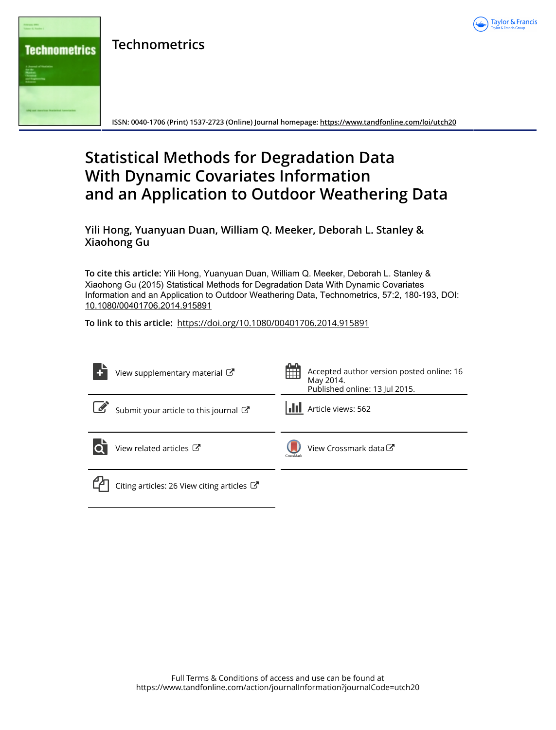Technometrics

ISSN: 0040-1706 (Print) 1537-2723 (Online) Journal homepage: https://www.tandfonline.com/loi/utch20

# Statistical Methods for Degradation Data With Dynamic Covariates Information and an Application to Outdoor Weathering Data

**Yili Hong, Yuanyuan Duan, William Q. Meeker, Deborah L. Stanley & Xiaohong Gu**

**To cite this article:** Yili Hong, Yuanyuan Duan, William Q. Meeker, Deborah L. Stanley & Xiaohong Gu (2015) Statistical Methods for Degradation Data With Dynamic Covariates Information and an Application to Outdoor Weathering Data, Technometrics, 57:2, 180-193, DOI: 10.1080/00401706.2014.915891

**To link to this article:** https://doi.org/10.1080/00401706.2014.915891

View supplementary material

Accepted author version posted online: 16 May 2014.
Published online: 13 Jul 2015.

Submit your article to this journal

Article views: 562

View related articles

View Crossmark data

Citing articles: 26 View citing articles

Full Terms & Conditions of access and use can be found at
https://www.tandfonline.com/action/journalInformation?journalCode=utch20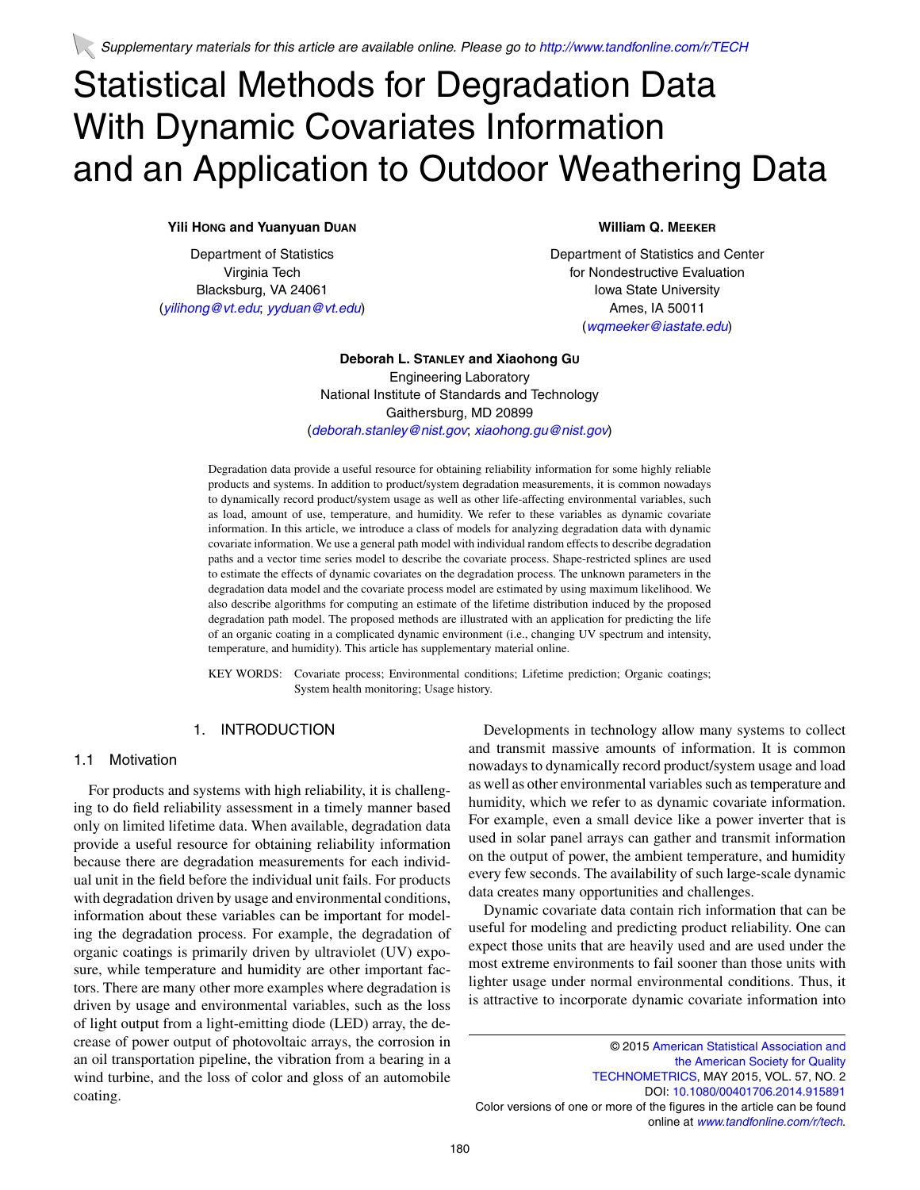Supplementary materials for this article are available online. Please go to http://www.tandfonline.com/r/TECH

# Statistical Methods for Degradation Data With Dynamic Covariates Information and an Application to Outdoor Weathering Data

**Yili Hong and Yuanyuan Duan**

Department of Statistics
Virginia Tech
Blacksburg, VA 24061
(yilihong@vt.edu; yyduan@vt.edu)

**William Q. Meeker**

Department of Statistics and Center for Nondestructive Evaluation
Iowa State University
Ames, IA 50011
(wqmeeker@iastate.edu)

**Deborah L. Stanley and Xiaohong Gu**

Engineering Laboratory
National Institute of Standards and Technology
Gaithersburg, MD 20899
(deborah.stanley@nist.gov; xiaohong.gu@nist.gov)

Degradation data provide a useful resource for obtaining reliability information for some highly reliable products and systems. In addition to product/system degradation measurements, it is common nowadays to dynamically record product/system usage as well as other life-affecting environmental variables, such as load, amount of use, temperature, and humidity. We refer to these variables as dynamic covariate information. In this article, we introduce a class of models for analyzing degradation data with dynamic covariate information. We use a general path model with individual random effects to describe degradation paths and a vector time series model to describe the covariate process. Shape-restricted splines are used to estimate the effects of dynamic covariates on the degradation process. The unknown parameters in the degradation data model and the covariate process model are estimated by using maximum likelihood. We also describe algorithms for computing an estimate of the lifetime distribution induced by the proposed degradation path model. The proposed methods are illustrated with an application for predicting the life of an organic coating in a complicated dynamic environment (i.e., changing UV spectrum and intensity, temperature, and humidity). This article has supplementary material online.

KEY WORDS: Covariate process; Environmental conditions; Lifetime prediction; Organic coatings; System health monitoring; Usage history.

## 1. INTRODUCTION

### 1.1 Motivation

For products and systems with high reliability, it is challenging to do field reliability assessment in a timely manner based only on limited lifetime data. When available, degradation data provide a useful resource for obtaining reliability information because there are degradation measurements for each individual unit in the field before the individual unit fails. For products with degradation driven by usage and environmental conditions, information about these variables can be important for modeling the degradation process. For example, the degradation of organic coatings is primarily driven by ultraviolet (UV) exposure, while temperature and humidity are other important factors. There are many other more examples where degradation is driven by usage and environmental variables, such as the loss of light output from a light-emitting diode (LED) array, the decrease of power output of photovoltaic arrays, the corrosion in an oil transportation pipeline, the vibration from a bearing in a wind turbine, and the loss of color and gloss of an automobile coating.

Developments in technology allow many systems to collect and transmit massive amounts of information. It is common nowadays to dynamically record product/system usage and load as well as other environmental variables such as temperature and humidity, which we refer to as dynamic covariate information. For example, even a small device like a power inverter that is used in solar panel arrays can gather and transmit information on the output of power, the ambient temperature, and humidity every few seconds. The availability of such large-scale dynamic data creates many opportunities and challenges.

Dynamic covariate data contain rich information that can be useful for modeling and predicting product reliability. One can expect those units that are heavily used and are used under the most extreme environments to fail sooner than those units with lighter usage under normal environmental conditions. Thus, it is attractive to incorporate dynamic covariate information into

© 2015 American Statistical Association and the American Society for Quality
TECHNOMETRICS, MAY 2015, VOL. 57, NO. 2
DOI: 10.1080/00401706.2014.915891
Color versions of one or more of the figures in the article can be found online at www.tandfonline.com/r/tech.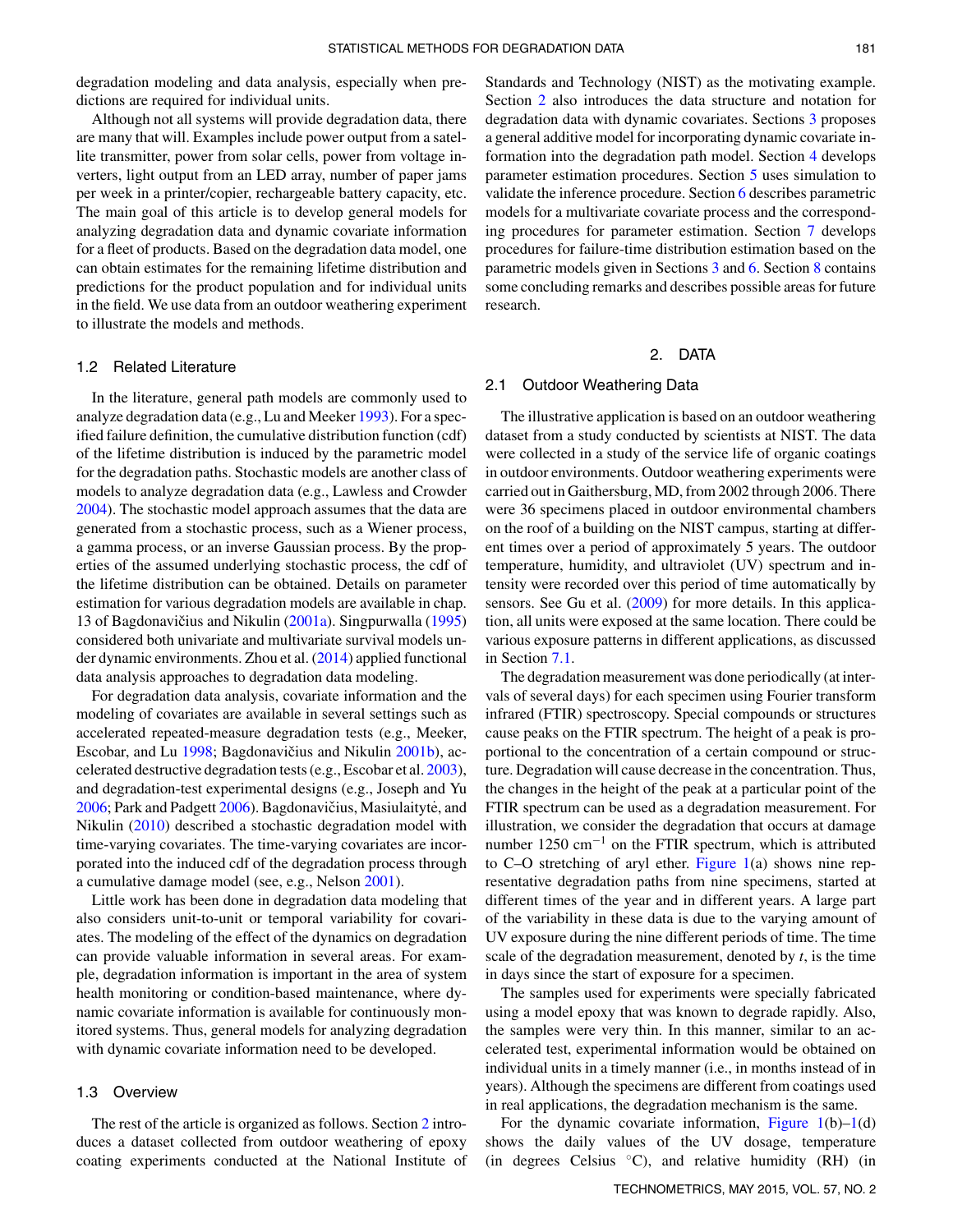degradation modeling and data analysis, especially when predictions are required for individual units.

Although not all systems will provide degradation data, there are many that will. Examples include power output from a satellite transmitter, power from solar cells, power from voltage inverters, light output from an LED array, number of paper jams per week in a printer/copier, rechargeable battery capacity, etc. The main goal of this article is to develop general models for analyzing degradation data and dynamic covariate information for a fleet of products. Based on the degradation data model, one can obtain estimates for the remaining lifetime distribution and predictions for the product population and for individual units in the field. We use data from an outdoor weathering experiment to illustrate the models and methods.

### 1.2 Related Literature

In the literature, general path models are commonly used to analyze degradation data (e.g., Lu and Meeker 1993). For a specified failure definition, the cumulative distribution function (cdf) of the lifetime distribution is induced by the parametric model for the degradation paths. Stochastic models are another class of models to analyze degradation data (e.g., Lawless and Crowder 2004). The stochastic model approach assumes that the data are generated from a stochastic process, such as a Wiener process, a gamma process, or an inverse Gaussian process. By the properties of the assumed underlying stochastic process, the cdf of the lifetime distribution can be obtained. Details on parameter estimation for various degradation models are available in chap. 13 of Bagdonavičius and Nikulin (2001a). Singpurwalla (1995) considered both univariate and multivariate survival models under dynamic environments. Zhou et al. (2014) applied functional data analysis approaches to degradation data modeling.

For degradation data analysis, covariate information and the modeling of covariates are available in several settings such as accelerated repeated-measure degradation tests (e.g., Meeker, Escobar, and Lu 1998; Bagdonavičius and Nikulin 2001b), accelerated destructive degradation tests (e.g., Escobar et al. 2003), and degradation-test experimental designs (e.g., Joseph and Yu 2006; Park and Padgett 2006). Bagdonavičius, Masiulaitytė, and Nikulin (2010) described a stochastic degradation model with time-varying covariates. The time-varying covariates are incorporated into the induced cdf of the degradation process through a cumulative damage model (see, e.g., Nelson 2001).

Little work has been done in degradation data modeling that also considers unit-to-unit or temporal variability for covariates. The modeling of the effect of the dynamics on degradation can provide valuable information in several areas. For example, degradation information is important in the area of system health monitoring or condition-based maintenance, where dynamic covariate information is available for continuously monitored systems. Thus, general models for analyzing degradation with dynamic covariate information need to be developed.

### 1.3 Overview

The rest of the article is organized as follows. Section 2 introduces a dataset collected from outdoor weathering of epoxy coating experiments conducted at the National Institute of Standards and Technology (NIST) as the motivating example. Section 2 also introduces the data structure and notation for degradation data with dynamic covariates. Sections 3 proposes a general additive model for incorporating dynamic covariate information into the degradation path model. Section 4 develops parameter estimation procedures. Section 5 uses simulation to validate the inference procedure. Section 6 describes parametric models for a multivariate covariate process and the corresponding procedures for parameter estimation. Section 7 develops procedures for failure-time distribution estimation based on the parametric models given in Sections 3 and 6. Section 8 contains some concluding remarks and describes possible areas for future research.

## 2. DATA

### 2.1 Outdoor Weathering Data

The illustrative application is based on an outdoor weathering dataset from a study conducted by scientists at NIST. The data were collected in a study of the service life of organic coatings in outdoor environments. Outdoor weathering experiments were carried out in Gaithersburg, MD, from 2002 through 2006. There were 36 specimens placed in outdoor environmental chambers on the roof of a building on the NIST campus, starting at different times over a period of approximately 5 years. The outdoor temperature, humidity, and ultraviolet (UV) spectrum and intensity were recorded over this period of time automatically by sensors. See Gu et al. (2009) for more details. In this application, all units were exposed at the same location. There could be various exposure patterns in different applications, as discussed in Section 7.1.

The degradation measurement was done periodically (at intervals of several days) for each specimen using Fourier transform infrared (FTIR) spectroscopy. Special compounds or structures cause peaks on the FTIR spectrum. The height of a peak is proportional to the concentration of a certain compound or structure. Degradation will cause decrease in the concentration. Thus, the changes in the height of the peak at a particular point of the FTIR spectrum can be used as a degradation measurement. For illustration, we consider the degradation that occurs at damage number 1250 $\text{cm}^{-1}$ on the FTIR spectrum, which is attributed to C–O stretching of aryl ether. Figure 1(a) shows nine representative degradation paths from nine specimens, started at different times of the year and in different years. A large part of the variability in these data is due to the varying amount of UV exposure during the nine different periods of time. The time scale of the degradation measurement, denoted by $t$, is the time in days since the start of exposure for a specimen.

The samples used for experiments were specially fabricated using a model epoxy that was known to degrade rapidly. Also, the samples were very thin. In this manner, similar to an accelerated test, experimental information would be obtained on individual units in a timely manner (i.e., in months instead of in years). Although the specimens are different from coatings used in real applications, the degradation mechanism is the same.

For the dynamic covariate information, Figure 1(b)–1(d) shows the daily values of the UV dosage, temperature (in degrees Celsius °C), and relative humidity (RH) (in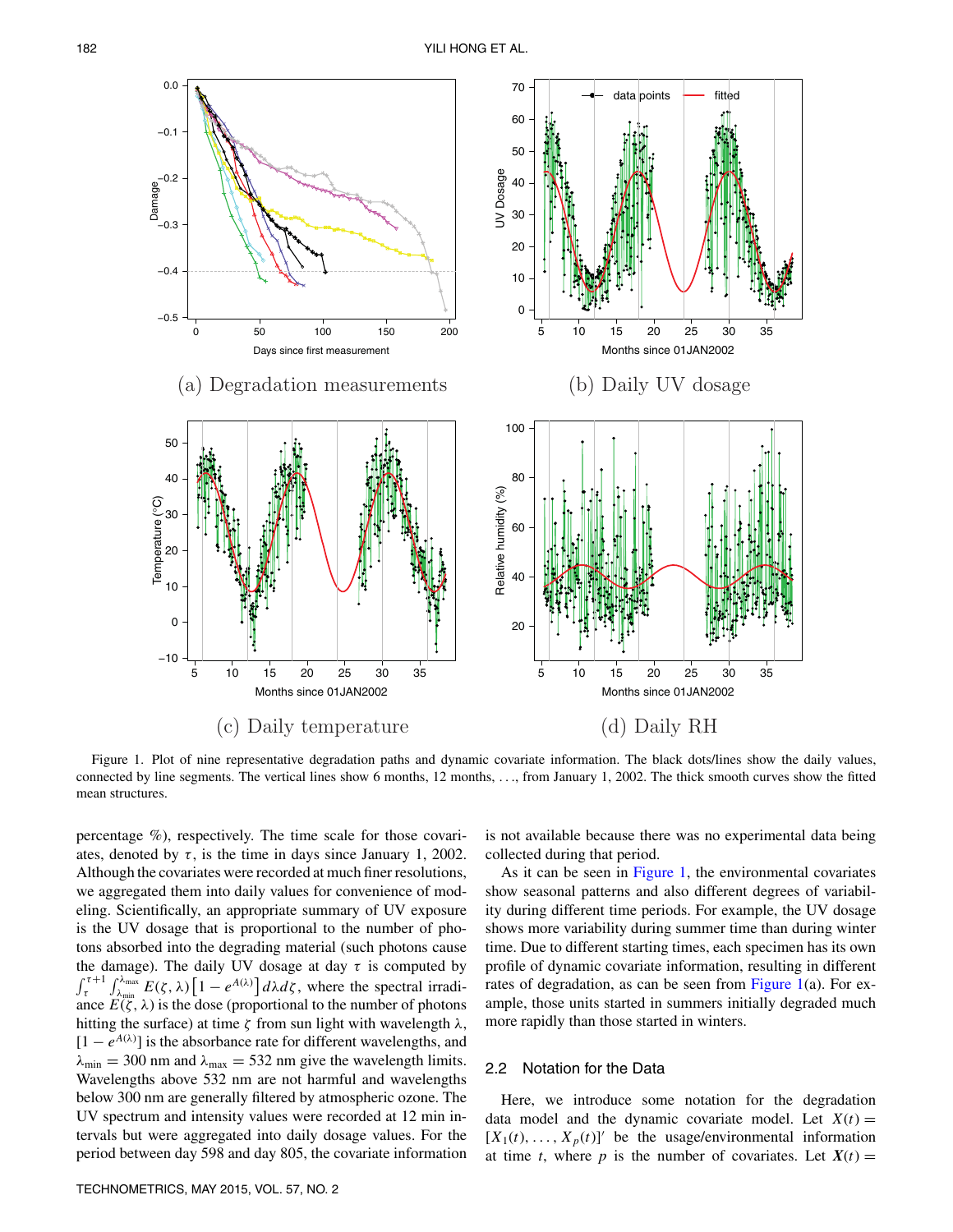(a) Degradation measurements

(b) Daily UV dosage

(c) Daily temperature

(d) Daily RH

Figure 1. Plot of nine representative degradation paths and dynamic covariate information. The black dots/lines show the daily values, connected by line segments. The vertical lines show 6 months, 12 months, ..., from January 1, 2002. The thick smooth curves show the fitted mean structures.

percentage %), respectively. The time scale for those covariates, denoted by $\tau$, is the time in days since January 1, 2002. Although the covariates were recorded at much finer resolutions, we aggregated them into daily values for convenience of modeling. Scientifically, an appropriate summary of UV exposure is the UV dosage that is proportional to the number of photons absorbed into the degrading material (such photons cause the damage). The daily UV dosage at day $\tau$ is computed by $\int_{\tau}^{\tau+1}\int_{\lambda_{\min}}^{\lambda_{\max}} E(\zeta,\lambda)\left[1-e^{A(\lambda)}\right]d\lambda d\zeta$, where the spectral irradiance $E(\zeta,\lambda)$ is the dose (proportional to the number of photons hitting the surface) at time $\zeta$ from sun light with wavelength $\lambda$, $[1-e^{A(\lambda)}]$ is the absorbance rate for different wavelengths, and $\lambda_{\min} = 300$ nm and $\lambda_{\max} = 532$ nm give the wavelength limits. Wavelengths above 532 nm are not harmful and wavelengths below 300 nm are generally filtered by atmospheric ozone. The UV spectrum and intensity values were recorded at 12 min intervals but were aggregated into daily dosage values. For the period between day 598 and day 805, the covariate information is not available because there was no experimental data being collected during that period.

As it can be seen in Figure 1, the environmental covariates show seasonal patterns and also different degrees of variability during different time periods. For example, the UV dosage shows more variability during summer time than during winter time. Due to different starting times, each specimen has its own profile of dynamic covariate information, resulting in different rates of degradation, as can be seen from Figure 1(a). For example, those units started in summers initially degraded much more rapidly than those started in winters.

### 2.2 Notation for the Data

Here, we introduce some notation for the degradation data model and the dynamic covariate model. Let $X(t) = [X_1(t), \ldots, X_p(t)]'$ be the usage/environmental information at time $t$, where $p$ is the number of covariates. Let $\boldsymbol{X}(t) =$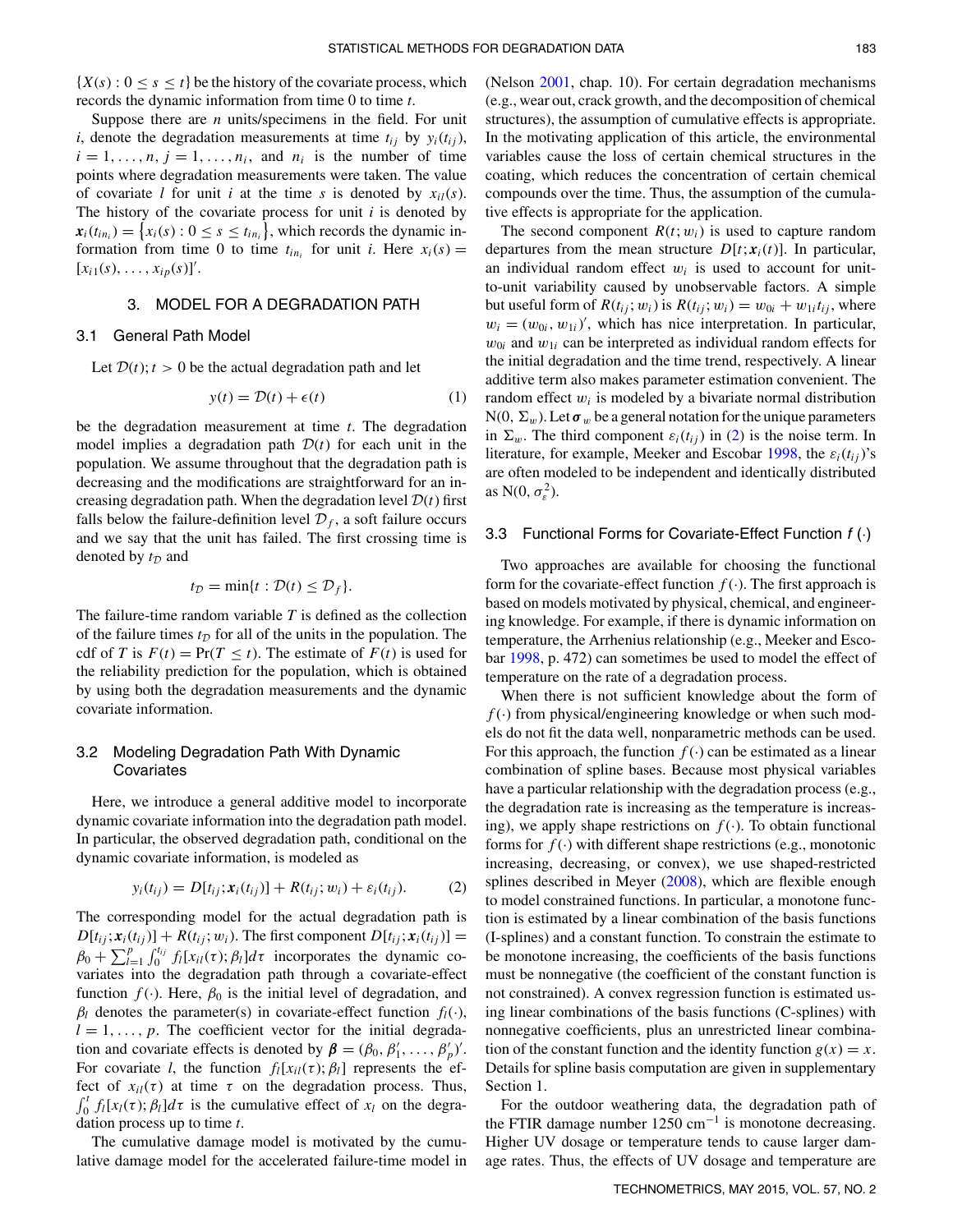$\{X(s) : 0 \le s \le t\}$ be the history of the covariate process, which records the dynamic information from time 0 to time $t$.

Suppose there are $n$ units/specimens in the field. For unit $i$, denote the degradation measurements at time $t_{ij}$ by $y_i(t_{ij})$, $i = 1, \ldots, n$, $j = 1, \ldots, n_i$, and $n_i$ is the number of time points where degradation measurements were taken. The value of covariate $l$ for unit $i$ at the time $s$ is denoted by $x_{il}(s)$. The history of the covariate process for unit $i$ is denoted by $\boldsymbol{x}_i(t_{in_i}) = \{x_i(s) : 0 \le s \le t_{in_i}\}$, which records the dynamic information from time 0 to time $t_{in_i}$ for unit $i$. Here $x_i(s) = [x_{i1}(s), \ldots, x_{ip}(s)]'$.

## 3. MODEL FOR A DEGRADATION PATH

### 3.1 General Path Model

Let $\mathcal{D}(t); t > 0$ be the actual degradation path and let

$$y(t) = \mathcal{D}(t) + \epsilon(t) \tag{1}$$

be the degradation measurement at time $t$. The degradation model implies a degradation path $\mathcal{D}(t)$ for each unit in the population. We assume throughout that the degradation path is decreasing and the modifications are straightforward for an increasing degradation path. When the degradation level $\mathcal{D}(t)$ first falls below the failure-definition level $\mathcal{D}_f$, a soft failure occurs and we say that the unit has failed. The first crossing time is denoted by $t_{\mathcal{D}}$ and

$$t_{\mathcal{D}} = \min\{t : \mathcal{D}(t) \le \mathcal{D}_f\}.$$

The failure-time random variable $T$ is defined as the collection of the failure times $t_{\mathcal{D}}$ for all of the units in the population. The cdf of $T$ is $F(t) = \Pr(T \le t)$. The estimate of $F(t)$ is used for the reliability prediction for the population, which is obtained by using both the degradation measurements and the dynamic covariate information.

### 3.2 Modeling Degradation Path With Dynamic Covariates

Here, we introduce a general additive model to incorporate dynamic covariate information into the degradation path model. In particular, the observed degradation path, conditional on the dynamic covariate information, is modeled as

$$y_i(t_{ij}) = D[t_{ij}; \boldsymbol{x}_i(t_{ij})] + R(t_{ij}; w_i) + \varepsilon_i(t_{ij}). \tag{2}$$

The corresponding model for the actual degradation path is $D[t_{ij}; \boldsymbol{x}_i(t_{ij})] + R(t_{ij}; w_i)$. The first component $D[t_{ij}; \boldsymbol{x}_i(t_{ij})] = \beta_0 + \sum_{l=1}^{p} \int_0^{t_{ij}} f_l[x_{il}(\tau); \beta_l] d\tau$ incorporates the dynamic covariates into the degradation path through a covariate-effect function $f(\cdot)$. Here, $\beta_0$ is the initial level of degradation, and $\beta_l$ denotes the parameter(s) in covariate-effect function $f_l(\cdot)$, $l = 1, \ldots, p$. The coefficient vector for the initial degradation and covariate effects is denoted by $\boldsymbol{\beta} = (\beta_0, \beta_1', \ldots, \beta_p')'$. For covariate $l$, the function $f_l[x_{il}(\tau); \beta_l]$ represents the effect of $x_{il}(\tau)$ at time $\tau$ on the degradation path. Thus, $\int_0^t f_l[x_l(\tau); \beta_l] d\tau$ is the cumulative effect of $x_l$ on the degradation process up to time $t$.

The cumulative damage model is motivated by the cumulative damage model for the accelerated failure-time model in (Nelson 2001, chap. 10). For certain degradation mechanisms (e.g., wear out, crack growth, and the decomposition of chemical structures), the assumption of cumulative effects is appropriate. In the motivating application of this article, the environmental variables cause the loss of certain chemical structures in the coating, which reduces the concentration of certain chemical compounds over the time. Thus, the assumption of the cumulative effects is appropriate for the application.

The second component $R(t; w_i)$ is used to capture random departures from the mean structure $D[t; \boldsymbol{x}_i(t)]$. In particular, an individual random effect $w_i$ is used to account for unit-to-unit variability caused by unobservable factors. A simple but useful form of $R(t_{ij}; w_i)$ is $R(t_{ij}; w_i) = w_{0i} + w_{1i} t_{ij}$, where $w_i = (w_{0i}, w_{1i})'$, which has nice interpretation. In particular, $w_{0i}$ and $w_{1i}$ can be interpreted as individual random effects for the initial degradation and the time trend, respectively. A linear additive term also makes parameter estimation convenient. The random effect $w_i$ is modeled by a bivariate normal distribution $\mathrm{N}(0, \Sigma_w)$. Let $\boldsymbol{\sigma}_w$ be a general notation for the unique parameters in $\Sigma_w$. The third component $\varepsilon_i(t_{ij})$ in (2) is the noise term. In literature, for example, Meeker and Escobar 1998, the $\varepsilon_i(t_{ij})$'s are often modeled to be independent and identically distributed as $\mathrm{N}(0, \sigma_\varepsilon^2)$.

### 3.3 Functional Forms for Covariate-Effect Function $f(\cdot)$

Two approaches are available for choosing the functional form for the covariate-effect function $f(\cdot)$. The first approach is based on models motivated by physical, chemical, and engineering knowledge. For example, if there is dynamic information on temperature, the Arrhenius relationship (e.g., Meeker and Escobar 1998, p. 472) can sometimes be used to model the effect of temperature on the rate of a degradation process.

When there is not sufficient knowledge about the form of $f(\cdot)$ from physical/engineering knowledge or when such models do not fit the data well, nonparametric methods can be used. For this approach, the function $f(\cdot)$ can be estimated as a linear combination of spline bases. Because most physical variables have a particular relationship with the degradation process (e.g., the degradation rate is increasing as the temperature is increasing), we apply shape restrictions on $f(\cdot)$. To obtain functional forms for $f(\cdot)$ with different shape restrictions (e.g., monotonic increasing, decreasing, or convex), we use shaped-restricted splines described in Meyer (2008), which are flexible enough to model constrained functions. In particular, a monotone function is estimated by a linear combination of the basis functions (I-splines) and a constant function. To constrain the estimate to be monotone increasing, the coefficients of the basis functions must be nonnegative (the coefficient of the constant function is not constrained). A convex regression function is estimated using linear combinations of the basis functions (C-splines) with nonnegative coefficients, plus an unrestricted linear combination of the constant function and the identity function $g(x) = x$. Details for spline basis computation are given in supplementary Section 1.

For the outdoor weathering data, the degradation path of the FTIR damage number 1250 cm$^{-1}$ is monotone decreasing. Higher UV dosage or temperature tends to cause larger damage rates. Thus, the effects of UV dosage and temperature are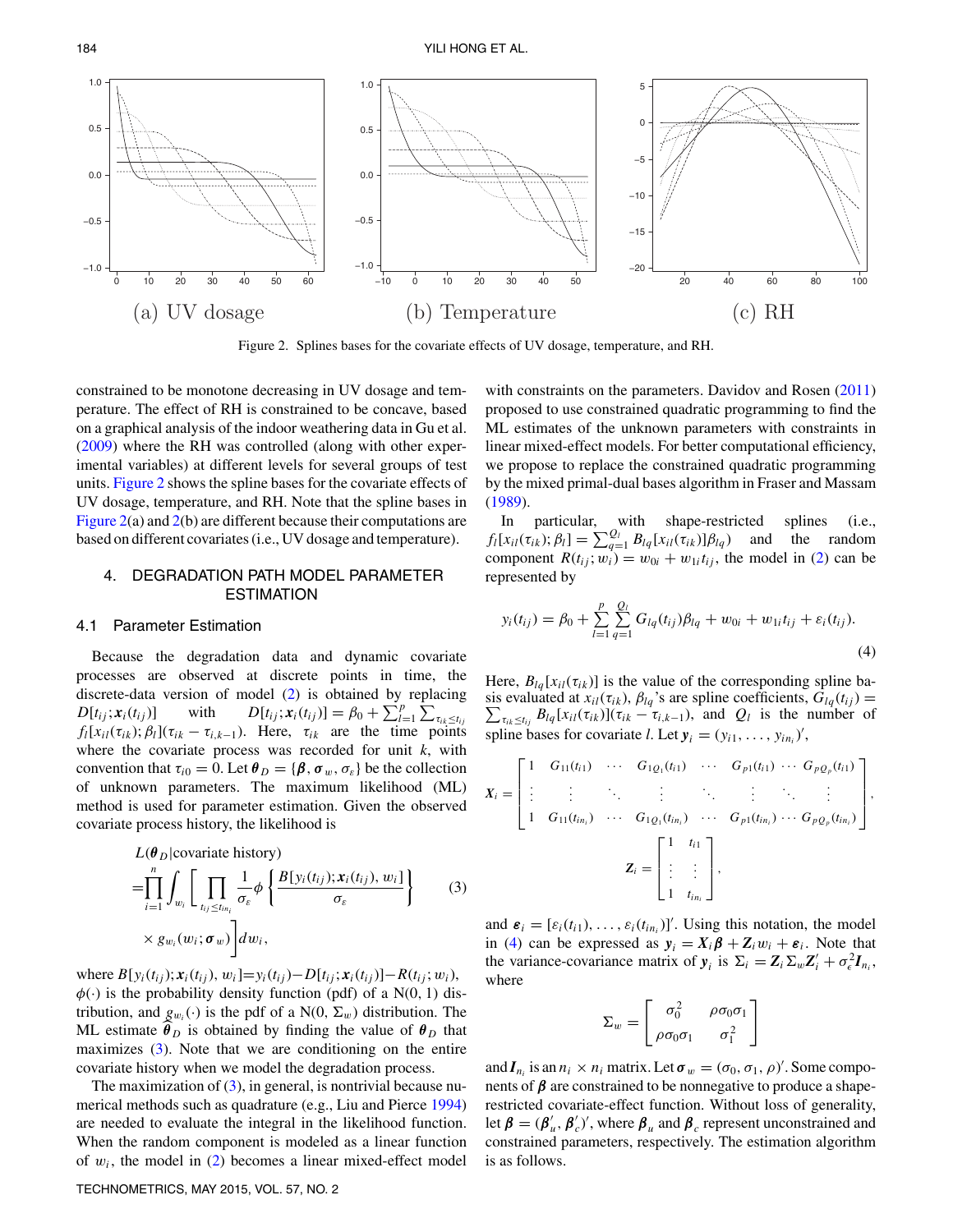Figure 2. Splines bases for the covariate effects of UV dosage, temperature, and RH.

constrained to be monotone decreasing in UV dosage and temperature. The effect of RH is constrained to be concave, based on a graphical analysis of the indoor weathering data in Gu et al. (2009) where the RH was controlled (along with other experimental variables) at different levels for several groups of test units. Figure 2 shows the spline bases for the covariate effects of UV dosage, temperature, and RH. Note that the spline bases in Figure 2(a) and 2(b) are different because their computations are based on different covariates (i.e., UV dosage and temperature).

## 4. DEGRADATION PATH MODEL PARAMETER ESTIMATION

### 4.1 Parameter Estimation

Because the degradation data and dynamic covariate processes are observed at discrete points in time, the discrete-data version of model (2) is obtained by replacing $D[t_{ij}; \boldsymbol{x}_i(t_{ij})]$ with $D[t_{ij}; \boldsymbol{x}_i(t_{ij})] = \beta_0 + \sum_{l=1}^{p} \sum_{\tau_{ik} \le t_{ij}} f_l[x_{il}(\tau_{ik}); \beta_l](\tau_{ik} - \tau_{i,k-1})$. Here, $\tau_{ik}$ are the time points where the covariate process was recorded for unit $k$, with convention that $\tau_{i0} = 0$. Let $\boldsymbol{\theta}_D = \{\boldsymbol{\beta}, \boldsymbol{\sigma}_w, \sigma_\varepsilon\}$ be the collection of unknown parameters. The maximum likelihood (ML) method is used for parameter estimation. Given the observed covariate process history, the likelihood is

$$
\begin{aligned}
&L(\boldsymbol{\theta}_D | \text{covariate history}) \\
&= \prod_{i=1}^{n} \int_{w_i} \left[ \prod_{t_{ij} \le t_{in_i}} \frac{1}{\sigma_\varepsilon} \phi \left\{ \frac{B[y_i(t_{ij}); \boldsymbol{x}_i(t_{ij}), w_i]}{\sigma_\varepsilon} \right\} \right. \\
&\quad \left. \times\, g_{w_i}(w_i; \boldsymbol{\sigma}_w) \right] dw_i,
\end{aligned}
\tag{3}
$$

where $B[y_i(t_{ij}); \boldsymbol{x}_i(t_{ij}), w_i] = y_i(t_{ij}) - D[t_{ij}; \boldsymbol{x}_i(t_{ij})] - R(t_{ij}; w_i)$, $\phi(\cdot)$ is the probability density function (pdf) of a N(0, 1) distribution, and $g_{w_i}(\cdot)$ is the pdf of a $\text{N}(0, \Sigma_w)$ distribution. The ML estimate $\hat{\boldsymbol{\theta}}_D$ is obtained by finding the value of $\boldsymbol{\theta}_D$ that maximizes (3). Note that we are conditioning on the entire covariate history when we model the degradation process.

The maximization of (3), in general, is nontrivial because numerical methods such as quadrature (e.g., Liu and Pierce 1994) are needed to evaluate the integral in the likelihood function. When the random component is modeled as a linear function of $w_i$, the model in (2) becomes a linear mixed-effect model with constraints on the parameters. Davidov and Rosen (2011) proposed to use constrained quadratic programming to find the ML estimates of the unknown parameters with constraints in linear mixed-effect models. For better computational efficiency, we propose to replace the constrained quadratic programming by the mixed primal-dual bases algorithm in Fraser and Massam (1989).

In particular, with shape-restricted splines (i.e., $f_l[x_{il}(\tau_{ik}); \beta_l] = \sum_{q=1}^{Q_l} B_{lq}[x_{il}(\tau_{ik})]\beta_{lq}$) and the random component $R(t_{ij}; w_i) = w_{0i} + w_{1i} t_{ij}$, the model in (2) can be represented by

$$
y_i(t_{ij}) = \beta_0 + \sum_{l=1}^{p} \sum_{q=1}^{Q_l} G_{lq}(t_{ij})\beta_{lq} + w_{0i} + w_{1i} t_{ij} + \varepsilon_i(t_{ij}).
\tag{4}
$$

Here, $B_{lq}[x_{il}(\tau_{ik})]$ is the value of the corresponding spline basis evaluated at $x_{il}(\tau_{ik})$, $\beta_{lq}$'s are spline coefficients, $G_{lq}(t_{ij}) = \sum_{\tau_{ik} \le t_{ij}} B_{lq}[x_{il}(\tau_{ik})](\tau_{ik} - \tau_{i,k-1})$, and $Q_l$ is the number of spline bases for covariate $l$. Let $\boldsymbol{y}_i = (y_{i1}, \ldots, y_{in_i})'$,

$$
\boldsymbol{X}_i = \begin{bmatrix} 1 & G_{11}(t_{i1}) & \cdots & G_{1Q_1}(t_{i1}) & \cdots & G_{p1}(t_{i1}) & \cdots & G_{pQ_p}(t_{i1}) \\ \vdots & \vdots & \ddots & \vdots & \ddots & \vdots & \ddots & \vdots \\ 1 & G_{11}(t_{in_i}) & \cdots & G_{1Q_1}(t_{in_i}) & \cdots & G_{p1}(t_{in_i}) & \cdots & G_{pQ_p}(t_{in_i}) \end{bmatrix},
$$

$$
\boldsymbol{Z}_i = \begin{bmatrix} 1 & t_{i1} \\ \vdots & \vdots \\ 1 & t_{in_i} \end{bmatrix},
$$

and $\boldsymbol{\varepsilon}_i = [\varepsilon_i(t_{i1}), \ldots, \varepsilon_i(t_{in_i})]'$. Using this notation, the model in (4) can be expressed as $\boldsymbol{y}_i = \boldsymbol{X}_i \boldsymbol{\beta} + \boldsymbol{Z}_i w_i + \boldsymbol{\varepsilon}_i$. Note that the variance-covariance matrix of $\boldsymbol{y}_i$ is $\Sigma_i = \boldsymbol{Z}_i \Sigma_w \boldsymbol{Z}_i' + \sigma_\epsilon^2 \boldsymbol{I}_{n_i}$, where

$$
\Sigma_w = \begin{bmatrix} \sigma_0^2 & \rho\sigma_0\sigma_1 \\ \rho\sigma_0\sigma_1 & \sigma_1^2 \end{bmatrix}
$$

and $\boldsymbol{I}_{n_i}$ is an $n_i \times n_i$ matrix. Let $\boldsymbol{\sigma}_w = (\sigma_0, \sigma_1, \rho)'$. Some components of $\boldsymbol{\beta}$ are constrained to be nonnegative to produce a shape-restricted covariate-effect function. Without loss of generality, let $\boldsymbol{\beta} = (\boldsymbol{\beta}_u', \boldsymbol{\beta}_c')'$, where $\boldsymbol{\beta}_u$ and $\boldsymbol{\beta}_c$ represent unconstrained and constrained parameters, respectively. The estimation algorithm is as follows.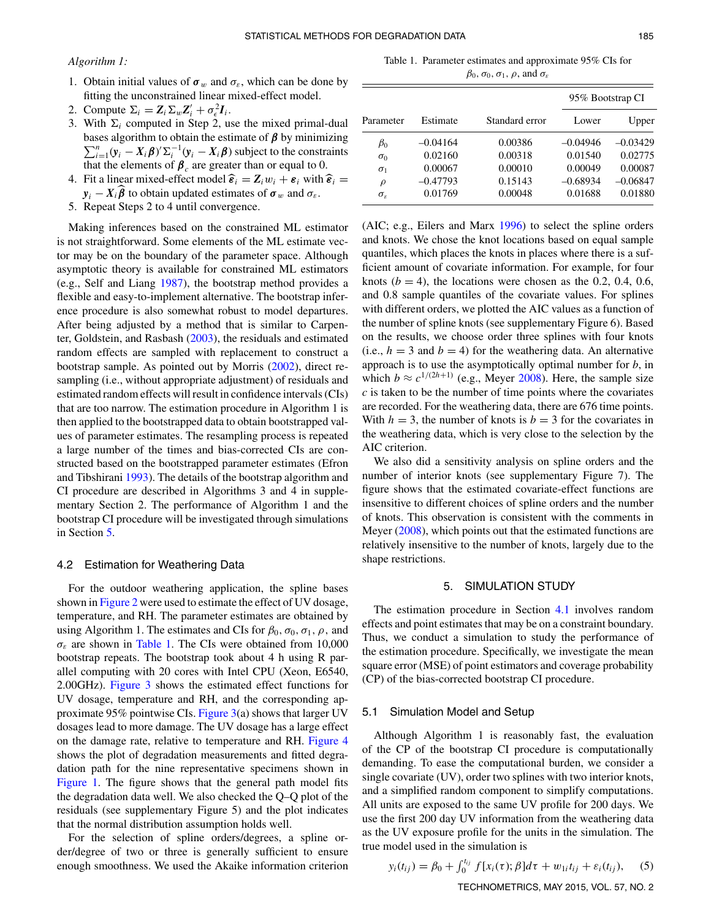*Algorithm 1:*

1. Obtain initial values of $\boldsymbol{\sigma}_w$ and $\sigma_\varepsilon$, which can be done by fitting the unconstrained linear mixed-effect model.
2. Compute $\Sigma_i = \boldsymbol{Z}_i \Sigma_w \boldsymbol{Z}_i' + \sigma_\epsilon^2 \boldsymbol{I}_i$.
3. With $\Sigma_i$ computed in Step 2, use the mixed primal-dual bases algorithm to obtain the estimate of $\boldsymbol{\beta}$ by minimizing $\sum_{i=1}^n (\boldsymbol{y}_i - \boldsymbol{X}_i\boldsymbol{\beta})'\Sigma_i^{-1}(\boldsymbol{y}_i - \boldsymbol{X}_i\boldsymbol{\beta})$ subject to the constraints that the elements of $\boldsymbol{\beta}_c$ are greater than or equal to 0.
4. Fit a linear mixed-effect model $\widehat{\boldsymbol{\varepsilon}}_i = \boldsymbol{Z}_i w_i + \boldsymbol{\varepsilon}_i$ with $\widehat{\boldsymbol{\varepsilon}}_i = \boldsymbol{y}_i - \boldsymbol{X}_i\widehat{\boldsymbol{\beta}}$ to obtain updated estimates of $\boldsymbol{\sigma}_w$ and $\sigma_\varepsilon$.
5. Repeat Steps 2 to 4 until convergence.

Making inferences based on the constrained ML estimator is not straightforward. Some elements of the ML estimate vector may be on the boundary of the parameter space. Although asymptotic theory is available for constrained ML estimators (e.g., Self and Liang 1987), the bootstrap method provides a flexible and easy-to-implement alternative. The bootstrap inference procedure is also somewhat robust to model departures. After being adjusted by a method that is similar to Carpenter, Goldstein, and Rasbash (2003), the residuals and estimated random effects are sampled with replacement to construct a bootstrap sample. As pointed out by Morris (2002), direct resampling (i.e., without appropriate adjustment) of residuals and estimated random effects will result in confidence intervals (CIs) that are too narrow. The estimation procedure in Algorithm 1 is then applied to the bootstrapped data to obtain bootstrapped values of parameter estimates. The resampling process is repeated a large number of the times and bias-corrected CIs are constructed based on the bootstrapped parameter estimates (Efron and Tibshirani 1993). The details of the bootstrap algorithm and CI procedure are described in Algorithms 3 and 4 in supplementary Section 2. The performance of Algorithm 1 and the bootstrap CI procedure will be investigated through simulations in Section 5.

### 4.2 Estimation for Weathering Data

For the outdoor weathering application, the spline bases shown in Figure 2 were used to estimate the effect of UV dosage, temperature, and RH. The parameter estimates are obtained by using Algorithm 1. The estimates and CIs for $\beta_0$, $\sigma_0$, $\sigma_1$, $\rho$, and $\sigma_\varepsilon$ are shown in Table 1. The CIs were obtained from 10,000 bootstrap repeats. The bootstrap took about 4 h using R parallel computing with 20 cores with Intel CPU (Xeon, E6540, 2.00GHz). Figure 3 shows the estimated effect functions for UV dosage, temperature and RH, and the corresponding approximate 95% pointwise CIs. Figure 3(a) shows that larger UV dosages lead to more damage. The UV dosage has a large effect on the damage rate, relative to temperature and RH. Figure 4 shows the plot of degradation measurements and fitted degradation path for the nine representative specimens shown in Figure 1. The figure shows that the general path model fits the degradation data well. We also checked the Q–Q plot of the residuals (see supplementary Figure 5) and the plot indicates that the normal distribution assumption holds well.

For the selection of spline orders/degrees, a spline order/degree of two or three is generally sufficient to ensure enough smoothness. We used the Akaike information criterion

Table 1. Parameter estimates and approximate 95% CIs for $\beta_0$, $\sigma_0$, $\sigma_1$, $\rho$, and $\sigma_\varepsilon$

| Parameter | Estimate | Standard error | 95% Bootstrap CI | |
|---|---|---|---|---|
| | | | Lower | Upper |
| $\beta_0$ | –0.04164 | 0.00386 | –0.04946 | –0.03429 |
| $\sigma_0$ | 0.02160 | 0.00318 | 0.01540 | 0.02775 |
| $\sigma_1$ | 0.00067 | 0.00010 | 0.00049 | 0.00087 |
| $\rho$ | –0.47793 | 0.15143 | –0.68934 | –0.06847 |
| $\sigma_\varepsilon$ | 0.01769 | 0.00048 | 0.01688 | 0.01880 |

(AIC; e.g., Eilers and Marx 1996) to select the spline orders and knots. We chose the knot locations based on equal sample quantiles, which places the knots in places where there is a sufficient amount of covariate information. For example, for four knots ($b = 4$), the locations were chosen as the 0.2, 0.4, 0.6, and 0.8 sample quantiles of the covariate values. For splines with different orders, we plotted the AIC values as a function of the number of spline knots (see supplementary Figure 6). Based on the results, we choose order three splines with four knots (i.e., $h = 3$ and $b = 4$) for the weathering data. An alternative approach is to use the asymptotically optimal number for $b$, in which $b \approx c^{1/(2h+1)}$ (e.g., Meyer 2008). Here, the sample size $c$ is taken to be the number of time points where the covariates are recorded. For the weathering data, there are 676 time points. With $h = 3$, the number of knots is $b = 3$ for the covariates in the weathering data, which is very close to the selection by the AIC criterion.

We also did a sensitivity analysis on spline orders and the number of interior knots (see supplementary Figure 7). The figure shows that the estimated covariate-effect functions are insensitive to different choices of spline orders and the number of knots. This observation is consistent with the comments in Meyer (2008), which points out that the estimated functions are relatively insensitive to the number of knots, largely due to the shape restrictions.

## 5. SIMULATION STUDY

The estimation procedure in Section 4.1 involves random effects and point estimates that may be on a constraint boundary. Thus, we conduct a simulation to study the performance of the estimation procedure. Specifically, we investigate the mean square error (MSE) of point estimators and coverage probability (CP) of the bias-corrected bootstrap CI procedure.

### 5.1 Simulation Model and Setup

Although Algorithm 1 is reasonably fast, the evaluation of the CP of the bootstrap CI procedure is computationally demanding. To ease the computational burden, we consider a single covariate (UV), order two splines with two interior knots, and a simplified random component to simplify computations. All units are exposed to the same UV profile for 200 days. We use the first 200 day UV information from the weathering data as the UV exposure profile for the units in the simulation. The true model used in the simulation is

$$y_i(t_{ij}) = \beta_0 + \int_0^{t_{ij}} f[x_i(\tau); \beta]d\tau + w_{1i}t_{ij} + \varepsilon_i(t_{ij}), \qquad (5)$$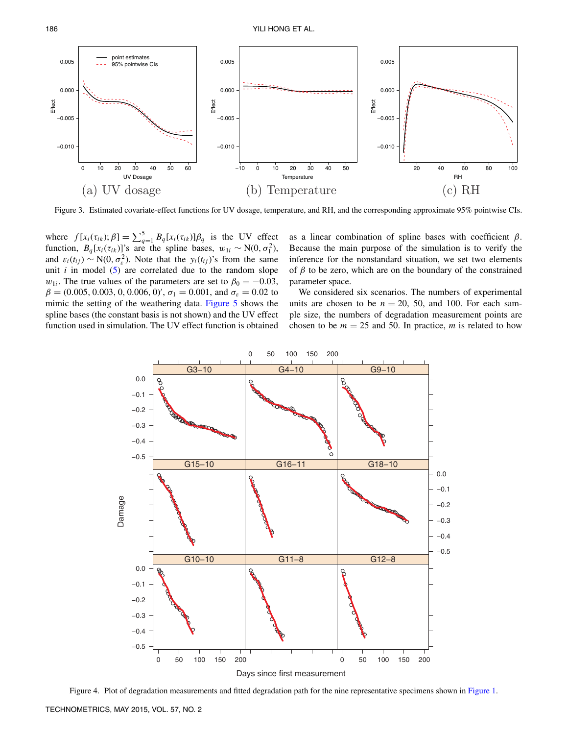Figure 3. Estimated covariate-effect functions for UV dosage, temperature, and RH, and the corresponding approximate 95% pointwise CIs.

where $f[x_i(\tau_{ik}); \beta] = \sum_{q=1}^{5} B_q[x_i(\tau_{ik})]\beta_q$ is the UV effect function, $B_q[x_i(\tau_{ik})]$'s are the spline bases, $w_{1i} \sim \mathrm{N}(0, \sigma_1^2)$, and $\varepsilon_i(t_{ij}) \sim \mathrm{N}(0, \sigma_\varepsilon^2)$. Note that the $y_i(t_{ij})$'s from the same unit $i$ in model (5) are correlated due to the random slope $w_{1i}$. The true values of the parameters are set to $\beta_0 = -0.03$, $\beta = (0.005, 0.003, 0, 0.006, 0)'$, $\sigma_1 = 0.001$, and $\sigma_\varepsilon = 0.02$ to mimic the setting of the weathering data. Figure 5 shows the spline bases (the constant basis is not shown) and the UV effect function used in simulation. The UV effect function is obtained as a linear combination of spline bases with coefficient $\beta$. Because the main purpose of the simulation is to verify the inference for the nonstandard situation, we set two elements of $\beta$ to be zero, which are on the boundary of the constrained parameter space.

We considered six scenarios. The numbers of experimental units are chosen to be $n = 20$, 50, and 100. For each sample size, the numbers of degradation measurement points are chosen to be $m = 25$ and 50. In practice, $m$ is related to how

Figure 4. Plot of degradation measurements and fitted degradation path for the nine representative specimens shown in Figure 1.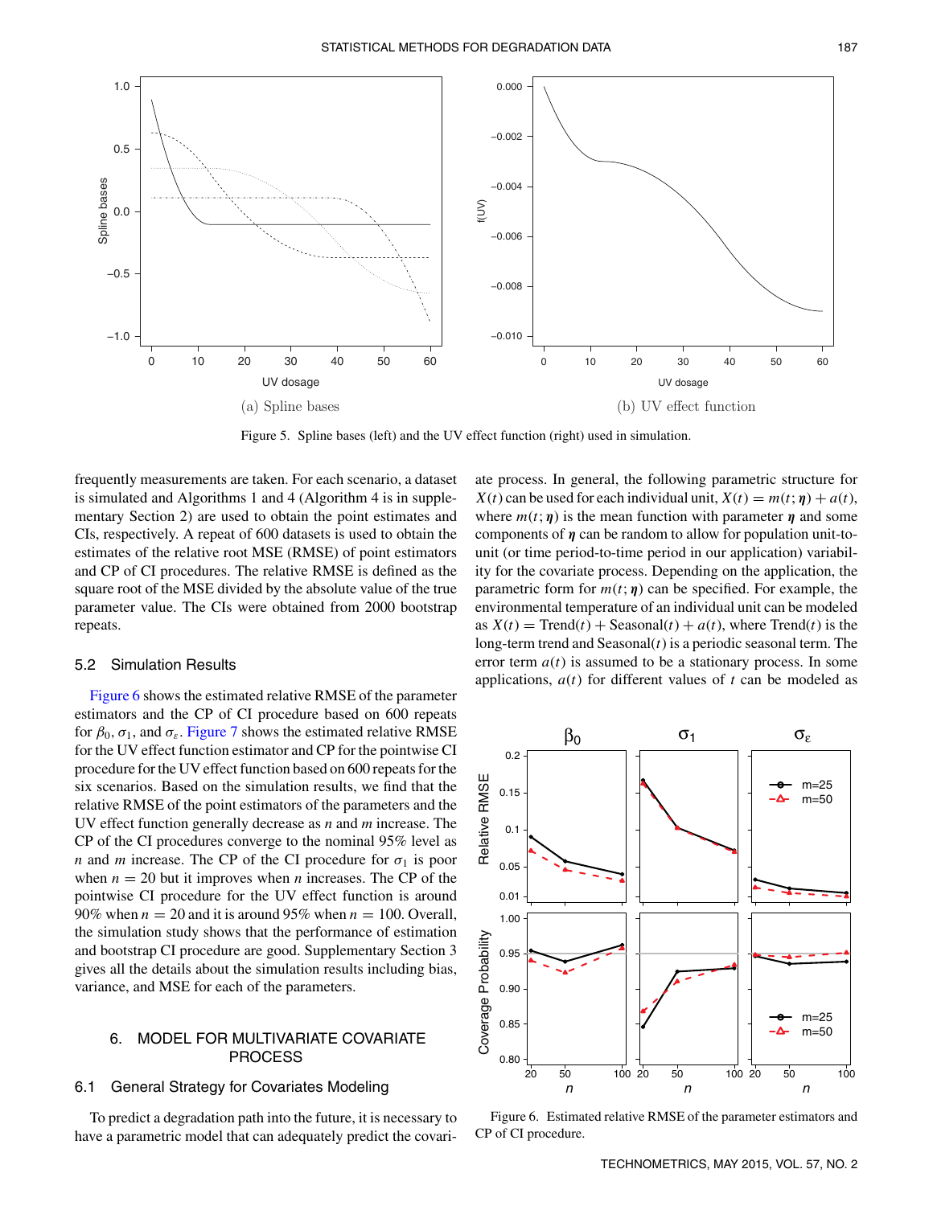(a) Spline bases

(b) UV effect function

Figure 5. Spline bases (left) and the UV effect function (right) used in simulation.

frequently measurements are taken. For each scenario, a dataset is simulated and Algorithms 1 and 4 (Algorithm 4 is in supplementary Section 2) are used to obtain the point estimates and CIs, respectively. A repeat of 600 datasets is used to obtain the estimates of the relative root MSE (RMSE) of point estimators and CP of CI procedures. The relative RMSE is defined as the square root of the MSE divided by the absolute value of the true parameter value. The CIs were obtained from 2000 bootstrap repeats.

### 5.2 Simulation Results

Figure 6 shows the estimated relative RMSE of the parameter estimators and the CP of CI procedure based on 600 repeats for $\beta_0$, $\sigma_1$, and $\sigma_\varepsilon$. Figure 7 shows the estimated relative RMSE for the UV effect function estimator and CP for the pointwise CI procedure for the UV effect function based on 600 repeats for the six scenarios. Based on the simulation results, we find that the relative RMSE of the point estimators of the parameters and the UV effect function generally decrease as $n$ and $m$ increase. The CP of the CI procedures converge to the nominal 95% level as $n$ and $m$ increase. The CP of the CI procedure for $\sigma_1$ is poor when $n = 20$ but it improves when $n$ increases. The CP of the pointwise CI procedure for the UV effect function is around 90% when $n = 20$ and it is around 95% when $n = 100$. Overall, the simulation study shows that the performance of estimation and bootstrap CI procedure are good. Supplementary Section 3 gives all the details about the simulation results including bias, variance, and MSE for each of the parameters.

## 6. MODEL FOR MULTIVARIATE COVARIATE PROCESS

### 6.1 General Strategy for Covariates Modeling

To predict a degradation path into the future, it is necessary to have a parametric model that can adequately predict the covariate process. In general, the following parametric structure for $X(t)$ can be used for each individual unit, $X(t) = m(t; \boldsymbol{\eta}) + a(t)$, where $m(t; \boldsymbol{\eta})$ is the mean function with parameter $\boldsymbol{\eta}$ and some components of $\boldsymbol{\eta}$ can be random to allow for population unit-to-unit (or time period-to-time period in our application) variability for the covariate process. Depending on the application, the parametric form for $m(t; \boldsymbol{\eta})$ can be specified. For example, the environmental temperature of an individual unit can be modeled as $X(t) = \text{Trend}(t) + \text{Seasonal}(t) + a(t)$, where Trend$(t)$ is the long-term trend and Seasonal$(t)$ is a periodic seasonal term. The error term $a(t)$ is assumed to be a stationary process. In some applications, $a(t)$ for different values of $t$ can be modeled as

Figure 6. Estimated relative RMSE of the parameter estimators and CP of CI procedure.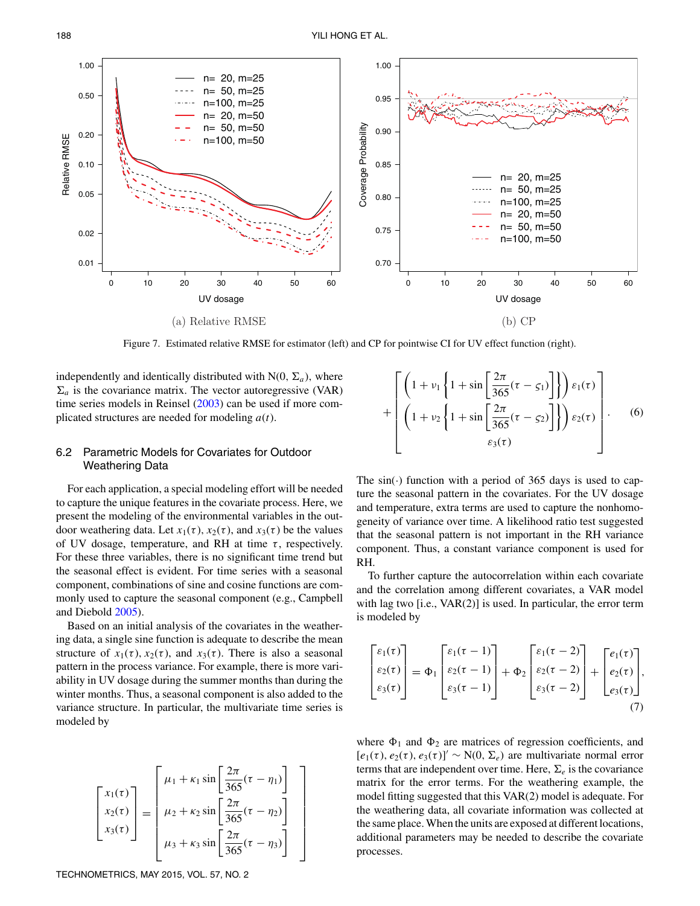(a) Relative RMSE

(b) CP

Figure 7. Estimated relative RMSE for estimator (left) and CP for pointwise CI for UV effect function (right).

independently and identically distributed with $\mathrm{N}(0, \Sigma_a)$, where $\Sigma_a$ is the covariance matrix. The vector autoregressive (VAR) time series models in Reinsel (2003) can be used if more complicated structures are needed for modeling $a(t)$.

### 6.2 Parametric Models for Covariates for Outdoor Weathering Data

For each application, a special modeling effort will be needed to capture the unique features in the covariate process. Here, we present the modeling of the environmental variables in the outdoor weathering data. Let $x_1(\tau)$, $x_2(\tau)$, and $x_3(\tau)$ be the values of UV dosage, temperature, and RH at time $\tau$, respectively. For these three variables, there is no significant time trend but the seasonal effect is evident. For time series with a seasonal component, combinations of sine and cosine functions are commonly used to capture the seasonal component (e.g., Campbell and Diebold 2005).

Based on an initial analysis of the covariates in the weathering data, a single sine function is adequate to describe the mean structure of $x_1(\tau), x_2(\tau)$, and $x_3(\tau)$. There is also a seasonal pattern in the process variance. For example, there is more variability in UV dosage during the summer months than during the winter months. Thus, a seasonal component is also added to the variance structure. In particular, the multivariate time series is modeled by

$$
\begin{bmatrix} x_1(\tau) \\ x_2(\tau) \\ x_3(\tau) \end{bmatrix} = \begin{bmatrix} \mu_1 + \kappa_1 \sin\left[\frac{2\pi}{365}(\tau - \eta_1)\right] \\ \mu_2 + \kappa_2 \sin\left[\frac{2\pi}{365}(\tau - \eta_2)\right] \\ \mu_3 + \kappa_3 \sin\left[\frac{2\pi}{365}(\tau - \eta_3)\right] \end{bmatrix}
+ \begin{bmatrix} \left(1 + \nu_1 \left\{1 + \sin\left[\frac{2\pi}{365}(\tau - \varsigma_1)\right]\right\}\right) \varepsilon_1(\tau) \\ \left(1 + \nu_2 \left\{1 + \sin\left[\frac{2\pi}{365}(\tau - \varsigma_2)\right]\right\}\right) \varepsilon_2(\tau) \\ \varepsilon_3(\tau) \end{bmatrix}. \qquad (6)
$$

The $\sin(\cdot)$ function with a period of 365 days is used to capture the seasonal pattern in the covariates. For the UV dosage and temperature, extra terms are used to capture the nonhomogeneity of variance over time. A likelihood ratio test suggested that the seasonal pattern is not important in the RH variance component. Thus, a constant variance component is used for RH.

To further capture the autocorrelation within each covariate and the correlation among different covariates, a VAR model with lag two [i.e., VAR(2)] is used. In particular, the error term is modeled by

$$
\begin{bmatrix} \varepsilon_1(\tau) \\ \varepsilon_2(\tau) \\ \varepsilon_3(\tau) \end{bmatrix} = \Phi_1 \begin{bmatrix} \varepsilon_1(\tau-1) \\ \varepsilon_2(\tau-1) \\ \varepsilon_3(\tau-1) \end{bmatrix} + \Phi_2 \begin{bmatrix} \varepsilon_1(\tau-2) \\ \varepsilon_2(\tau-2) \\ \varepsilon_3(\tau-2) \end{bmatrix} + \begin{bmatrix} e_1(\tau) \\ e_2(\tau) \\ e_3(\tau) \end{bmatrix}, \qquad (7)
$$

where $\Phi_1$ and $\Phi_2$ are matrices of regression coefficients, and $[e_1(\tau), e_2(\tau), e_3(\tau)]' \sim \mathrm{N}(0, \Sigma_e)$ are multivariate normal error terms that are independent over time. Here, $\Sigma_e$ is the covariance matrix for the error terms. For the weathering example, the model fitting suggested that this VAR(2) model is adequate. For the weathering data, all covariate information was collected at the same place. When the units are exposed at different locations, additional parameters may be needed to describe the covariate processes.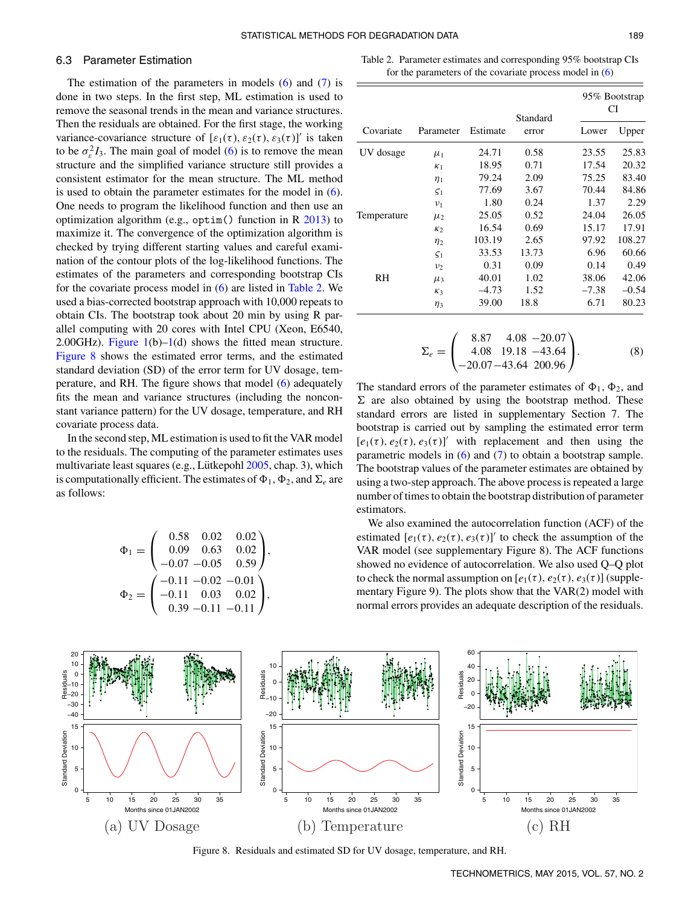### 6.3 Parameter Estimation

The estimation of the parameters in models (6) and (7) is done in two steps. In the first step, ML estimation is used to remove the seasonal trends in the mean and variance structures. Then the residuals are obtained. For the first stage, the working variance-covariance structure of $[\varepsilon_1(\tau), \varepsilon_2(\tau), \varepsilon_3(\tau)]'$ is taken to be $\sigma_\varepsilon^2 I_3$. The main goal of model (6) is to remove the mean structure and the simplified variance structure still provides a consistent estimator for the mean structure. The ML method is used to obtain the parameter estimates for the model in (6). One needs to program the likelihood function and then use an optimization algorithm (e.g., `optim()` function in R 2013) to maximize it. The convergence of the optimization algorithm is checked by trying different starting values and careful examination of the contour plots of the log-likelihood functions. The estimates of the parameters and corresponding bootstrap CIs for the covariate process model in (6) are listed in Table 2. We used a bias-corrected bootstrap approach with 10,000 repeats to obtain CIs. The bootstrap took about 20 min by using R parallel computing with 20 cores with Intel CPU (Xeon, E6540, 2.00GHz). Figure 1(b)–1(d) shows the fitted mean structure. Figure 8 shows the estimated error terms, and the estimated standard deviation (SD) of the error term for UV dosage, temperature, and RH. The figure shows that model (6) adequately fits the mean and variance structures (including the nonconstant variance pattern) for the UV dosage, temperature, and RH covariate process data.

In the second step, ML estimation is used to fit the VAR model to the residuals. The computing of the parameter estimates uses multivariate least squares (e.g., Lütkepohl 2005, chap. 3), which is computationally efficient. The estimates of $\Phi_1$, $\Phi_2$, and $\Sigma_e$ are as follows:

$$\Phi_1 = \begin{pmatrix} 0.58 & 0.02 & 0.02 \\ 0.09 & 0.63 & 0.02 \\ -0.07 & -0.05 & 0.59 \end{pmatrix},$$

$$\Phi_2 = \begin{pmatrix} -0.11 & -0.02 & -0.01 \\ -0.11 & 0.03 & 0.02 \\ 0.39 & -0.11 & -0.11 \end{pmatrix},$$

Table 2. Parameter estimates and corresponding 95% bootstrap CIs for the parameters of the covariate process model in (6)

| Covariate | Parameter | Estimate | Standard error | 95% Bootstrap CI Lower | 95% Bootstrap CI Upper |
|---|---|---|---|---|---|
| UV dosage | $\mu_1$ | 24.71 | 0.58 | 23.55 | 25.83 |
| | $\kappa_1$ | 18.95 | 0.71 | 17.54 | 20.32 |
| | $\eta_1$ | 79.24 | 2.09 | 75.25 | 83.40 |
| | $\varsigma_1$ | 77.69 | 3.67 | 70.44 | 84.86 |
| | $\nu_1$ | 1.80 | 0.24 | 1.37 | 2.29 |
| Temperature | $\mu_2$ | 25.05 | 0.52 | 24.04 | 26.05 |
| | $\kappa_2$ | 16.54 | 0.69 | 15.17 | 17.91 |
| | $\eta_2$ | 103.19 | 2.65 | 97.92 | 108.27 |
| | $\varsigma_1$ | 33.53 | 13.73 | 6.96 | 60.66 |
| | $\nu_2$ | 0.31 | 0.09 | 0.14 | 0.49 |
| RH | $\mu_3$ | 40.01 | 1.02 | 38.06 | 42.06 |
| | $\kappa_3$ | −4.73 | 1.52 | −7.38 | −0.54 |
| | $\eta_3$ | 39.00 | 18.8 | 6.71 | 80.23 |

$$\Sigma_e = \begin{pmatrix} 8.87 & 4.08 & -20.07 \\ 4.08 & 19.18 & -43.64 \\ -20.07 & -43.64 & 200.96 \end{pmatrix}. \quad (8)$$

The standard errors of the parameter estimates of $\Phi_1$, $\Phi_2$, and $\Sigma$ are also obtained by using the bootstrap method. These standard errors are listed in supplementary Section 7. The bootstrap is carried out by sampling the estimated error term $[e_1(\tau), e_2(\tau), e_3(\tau)]'$ with replacement and then using the parametric models in (6) and (7) to obtain a bootstrap sample. The bootstrap values of the parameter estimates are obtained by using a two-step approach. The above process is repeated a large number of times to obtain the bootstrap distribution of parameter estimators.

We also examined the autocorrelation function (ACF) of the estimated $[e_1(\tau), e_2(\tau), e_3(\tau)]'$ to check the assumption of the VAR model (see supplementary Figure 8). The ACF functions showed no evidence of autocorrelation. We also used Q–Q plot to check the normal assumption on $[e_1(\tau), e_2(\tau), e_3(\tau)]$ (supplementary Figure 9). The plots show that the VAR(2) model with normal errors provides an adequate description of the residuals.

(a) UV Dosage (b) Temperature (c) RH

Figure 8. Residuals and estimated SD for UV dosage, temperature, and RH.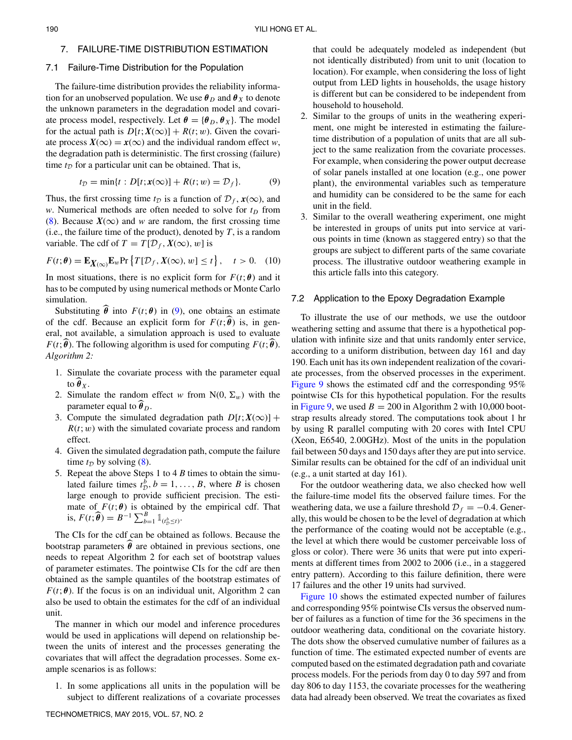## 7. FAILURE-TIME DISTRIBUTION ESTIMATION

### 7.1 Failure-Time Distribution for the Population

The failure-time distribution provides the reliability information for an unobserved population. We use $\boldsymbol{\theta}_D$ and $\boldsymbol{\theta}_X$ to denote the unknown parameters in the degradation model and covariate process model, respectively. Let $\boldsymbol{\theta} = \{\boldsymbol{\theta}_D, \boldsymbol{\theta}_X\}$. The model for the actual path is $D[t; \boldsymbol{X}(\infty)] + R(t; w)$. Given the covariate process $\boldsymbol{X}(\infty) = \boldsymbol{x}(\infty)$ and the individual random effect $w$, the degradation path is deterministic. The first crossing (failure) time $t_{\mathcal{D}}$ for a particular unit can be obtained. That is,

$$t_{\mathcal{D}} = \min\{t : D[t; \boldsymbol{x}(\infty)] + R(t; w) = \mathcal{D}_f\}. \tag{9}$$

Thus, the first crossing time $t_{\mathcal{D}}$ is a function of $\mathcal{D}_f$, $\boldsymbol{x}(\infty)$, and $w$. Numerical methods are often needed to solve for $t_D$ from (8). Because $\boldsymbol{X}(\infty)$ and $w$ are random, the first crossing time (i.e., the failure time of the product), denoted by $T$, is a random variable. The cdf of $T = T[\mathcal{D}_f, \boldsymbol{X}(\infty), w]$ is

$$F(t; \boldsymbol{\theta}) = \mathbf{E}_{\boldsymbol{X}(\infty)} \mathbf{E}_w \Pr\left\{T[\mathcal{D}_f, \boldsymbol{X}(\infty), w] \le t\right\}, \quad t > 0. \tag{10}$$

In most situations, there is no explicit form for $F(t; \boldsymbol{\theta})$ and it has to be computed by using numerical methods or Monte Carlo simulation.

Substituting $\widehat{\boldsymbol{\theta}}$ into $F(t; \boldsymbol{\theta})$ in (9), one obtains an estimate of the cdf. Because an explicit form for $F(t; \widehat{\boldsymbol{\theta}})$ is, in general, not available, a simulation approach is used to evaluate $F(t; \widehat{\boldsymbol{\theta}})$. The following algorithm is used for computing $F(t; \widehat{\boldsymbol{\theta}})$.

*Algorithm 2:*

1. Simulate the covariate process with the parameter equal to $\widehat{\boldsymbol{\theta}}_X$.
2. Simulate the random effect $w$ from $\mathrm{N}(0, \Sigma_w)$ with the parameter equal to $\widehat{\boldsymbol{\theta}}_D$.
3. Compute the simulated degradation path $D[t; \boldsymbol{X}(\infty)] + R(t; w)$ with the simulated covariate process and random effect.
4. Given the simulated degradation path, compute the failure time $t_{\mathcal{D}}$ by solving (8).
5. Repeat the above Steps 1 to 4 $B$ times to obtain the simulated failure times $t_{\mathcal{D}}^b, b = 1, \ldots, B$, where $B$ is chosen large enough to provide sufficient precision. The estimate of $F(t; \boldsymbol{\theta})$ is obtained by the empirical cdf. That is, $F(t; \widehat{\boldsymbol{\theta}}) = B^{-1} \sum_{b=1}^{B} \mathbb{1}_{(t_{\mathcal{D}}^b \le t)}$.

The CIs for the cdf can be obtained as follows. Because the bootstrap parameters $\widehat{\boldsymbol{\theta}}$ are obtained in previous sections, one needs to repeat Algorithm 2 for each set of bootstrap values of parameter estimates. The pointwise CIs for the cdf are then obtained as the sample quantiles of the bootstrap estimates of $F(t; \boldsymbol{\theta})$. If the focus is on an individual unit, Algorithm 2 can also be used to obtain the estimates for the cdf of an individual unit.

The manner in which our model and inference procedures would be used in applications will depend on relationship between the units of interest and the processes generating the covariates that will affect the degradation processes. Some example scenarios is as follows:

1. In some applications all units in the population will be subject to different realizations of a covariate processes that could be adequately modeled as independent (but not identically distributed) from unit to unit (location to location). For example, when considering the loss of light output from LED lights in households, the usage history is different but can be considered to be independent from household to household.
2. Similar to the groups of units in the weathering experiment, one might be interested in estimating the failure-time distribution of a population of units that are all subject to the same realization from the covariate processes. For example, when considering the power output decrease of solar panels installed at one location (e.g., one power plant), the environmental variables such as temperature and humidity can be considered to be the same for each unit in the field.
3. Similar to the overall weathering experiment, one might be interested in groups of units put into service at various points in time (known as staggered entry) so that the groups are subject to different parts of the same covariate process. The illustrative outdoor weathering example in this article falls into this category.

### 7.2 Application to the Epoxy Degradation Example

To illustrate the use of our methods, we use the outdoor weathering setting and assume that there is a hypothetical population with infinite size and that units randomly enter service, according to a uniform distribution, between day 161 and day 190. Each unit has its own independent realization of the covariate processes, from the observed processes in the experiment. Figure 9 shows the estimated cdf and the corresponding 95% pointwise CIs for this hypothetical population. For the results in Figure 9, we used $B = 200$ in Algorithm 2 with 10,000 bootstrap results already stored. The computations took about 1 hr by using R parallel computing with 20 cores with Intel CPU (Xeon, E6540, 2.00GHz). Most of the units in the population fail between 50 days and 150 days after they are put into service. Similar results can be obtained for the cdf of an individual unit (e.g., a unit started at day 161).

For the outdoor weathering data, we also checked how well the failure-time model fits the observed failure times. For the weathering data, we use a failure threshold $\mathcal{D}_f = -0.4$. Generally, this would be chosen to be the level of degradation at which the performance of the coating would not be acceptable (e.g., the level at which there would be customer perceivable loss of gloss or color). There were 36 units that were put into experiments at different times from 2002 to 2006 (i.e., in a staggered entry pattern). According to this failure definition, there were 17 failures and the other 19 units had survived.

Figure 10 shows the estimated expected number of failures and corresponding 95% pointwise CIs versus the observed number of failures as a function of time for the 36 specimens in the outdoor weathering data, conditional on the covariate history. The dots show the observed cumulative number of failures as a function of time. The estimated expected number of events are computed based on the estimated degradation path and covariate process models. For the periods from day 0 to day 597 and from day 806 to day 1153, the covariate processes for the weathering data had already been observed. We treat the covariates as fixed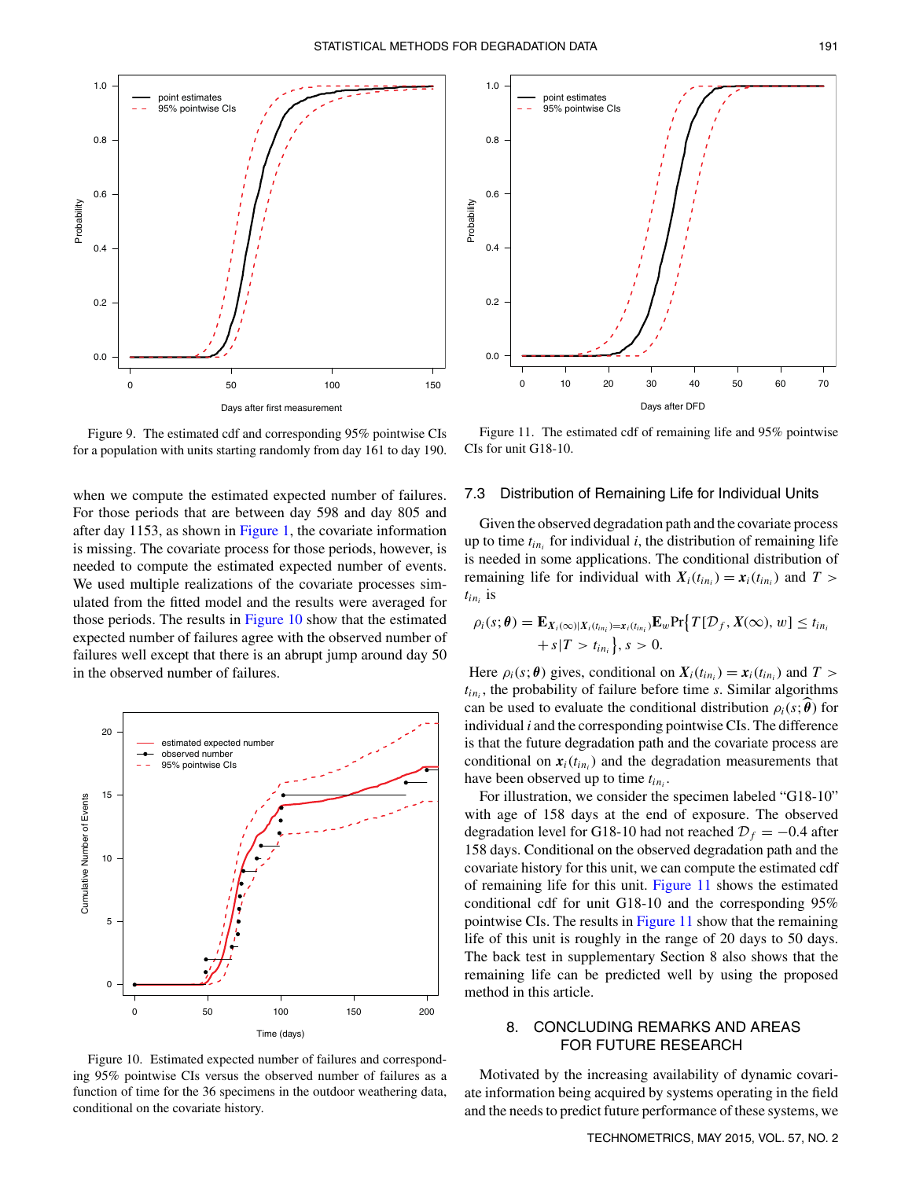Figure 9. The estimated cdf and corresponding 95% pointwise CIs for a population with units starting randomly from day 161 to day 190.

when we compute the estimated expected number of failures. For those periods that are between day 598 and day 805 and after day 1153, as shown in Figure 1, the covariate information is missing. The covariate process for those periods, however, is needed to compute the estimated expected number of events. We used multiple realizations of the covariate processes simulated from the fitted model and the results were averaged for those periods. The results in Figure 10 show that the estimated expected number of failures agree with the observed number of failures well except that there is an abrupt jump around day 50 in the observed number of failures.

Figure 10. Estimated expected number of failures and corresponding 95% pointwise CIs versus the observed number of failures as a function of time for the 36 specimens in the outdoor weathering data, conditional on the covariate history.

Figure 11. The estimated cdf of remaining life and 95% pointwise CIs for unit G18-10.

### 7.3 Distribution of Remaining Life for Individual Units

Given the observed degradation path and the covariate process up to time $t_{in_i}$ for individual $i$, the distribution of remaining life is needed in some applications. The conditional distribution of remaining life for individual with $\boldsymbol{X}_i(t_{in_i}) = \boldsymbol{x}_i(t_{in_i})$ and $T > t_{in_i}$ is

$$\rho_i(s;\boldsymbol{\theta}) = \mathbf{E}_{\boldsymbol{X}_i(\infty)|\boldsymbol{X}_i(t_{in_i})=\boldsymbol{x}_i(t_{in_i})}\mathbf{E}_w \Pr\big\{T[\mathcal{D}_f, \boldsymbol{X}(\infty), w] \leq t_{in_i} + s | T > t_{in_i}\big\}, s > 0.$$

Here $\rho_i(s;\boldsymbol{\theta})$ gives, conditional on $\boldsymbol{X}_i(t_{in_i}) = \boldsymbol{x}_i(t_{in_i})$ and $T > t_{in_i}$, the probability of failure before time $s$. Similar algorithms can be used to evaluate the conditional distribution $\rho_i(s;\widehat{\boldsymbol{\theta}})$ for individual $i$ and the corresponding pointwise CIs. The difference is that the future degradation path and the covariate process are conditional on $\boldsymbol{x}_i(t_{in_i})$ and the degradation measurements that have been observed up to time $t_{in_i}$.

For illustration, we consider the specimen labeled "G18-10" with age of 158 days at the end of exposure. The observed degradation level for G18-10 had not reached $\mathcal{D}_f = -0.4$ after 158 days. Conditional on the observed degradation path and the covariate history for this unit, we can compute the estimated cdf of remaining life for this unit. Figure 11 shows the estimated conditional cdf for unit G18-10 and the corresponding 95% pointwise CIs. The results in Figure 11 show that the remaining life of this unit is roughly in the range of 20 days to 50 days. The back test in supplementary Section 8 also shows that the remaining life can be predicted well by using the proposed method in this article.

## 8. CONCLUDING REMARKS AND AREAS FOR FUTURE RESEARCH

Motivated by the increasing availability of dynamic covariate information being acquired by systems operating in the field and the needs to predict future performance of these systems, we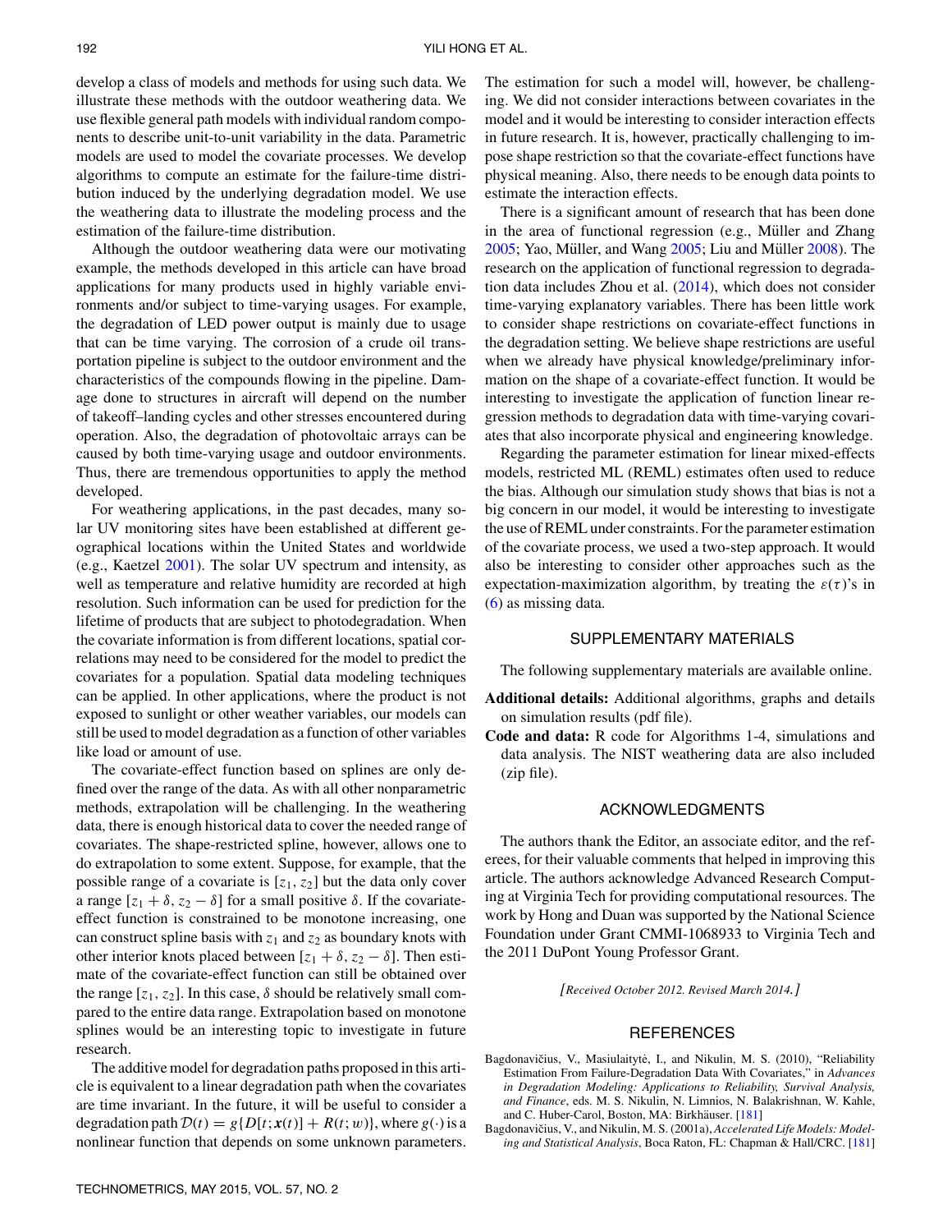develop a class of models and methods for using such data. We illustrate these methods with the outdoor weathering data. We use flexible general path models with individual random components to describe unit-to-unit variability in the data. Parametric models are used to model the covariate processes. We develop algorithms to compute an estimate for the failure-time distribution induced by the underlying degradation model. We use the weathering data to illustrate the modeling process and the estimation of the failure-time distribution.

Although the outdoor weathering data were our motivating example, the methods developed in this article can have broad applications for many products used in highly variable environments and/or subject to time-varying usages. For example, the degradation of LED power output is mainly due to usage that can be time varying. The corrosion of a crude oil transportation pipeline is subject to the outdoor environment and the characteristics of the compounds flowing in the pipeline. Damage done to structures in aircraft will depend on the number of takeoff–landing cycles and other stresses encountered during operation. Also, the degradation of photovoltaic arrays can be caused by both time-varying usage and outdoor environments. Thus, there are tremendous opportunities to apply the method developed.

For weathering applications, in the past decades, many solar UV monitoring sites have been established at different geographical locations within the United States and worldwide (e.g., Kaetzel 2001). The solar UV spectrum and intensity, as well as temperature and relative humidity are recorded at high resolution. Such information can be used for prediction for the lifetime of products that are subject to photodegradation. When the covariate information is from different locations, spatial correlations may need to be considered for the model to predict the covariates for a population. Spatial data modeling techniques can be applied. In other applications, where the product is not exposed to sunlight or other weather variables, our models can still be used to model degradation as a function of other variables like load or amount of use.

The covariate-effect function based on splines are only defined over the range of the data. As with all other nonparametric methods, extrapolation will be challenging. In the weathering data, there is enough historical data to cover the needed range of covariates. The shape-restricted spline, however, allows one to do extrapolation to some extent. Suppose, for example, that the possible range of a covariate is $[z_1, z_2]$ but the data only cover a range $[z_1 + \delta, z_2 - \delta]$ for a small positive $\delta$. If the covariate-effect function is constrained to be monotone increasing, one can construct spline basis with $z_1$ and $z_2$ as boundary knots with other interior knots placed between $[z_1 + \delta, z_2 - \delta]$. Then estimate of the covariate-effect function can still be obtained over the range $[z_1, z_2]$. In this case, $\delta$ should be relatively small compared to the entire data range. Extrapolation based on monotone splines would be an interesting topic to investigate in future research.

The additive model for degradation paths proposed in this article is equivalent to a linear degradation path when the covariates are time invariant. In the future, it will be useful to consider a degradation path $\mathcal{D}(t) = g\{D[t; \boldsymbol{x}(t)] + R(t; w)\}$, where $g(\cdot)$ is a nonlinear function that depends on some unknown parameters. The estimation for such a model will, however, be challenging. We did not consider interactions between covariates in the model and it would be interesting to consider interaction effects in future research. It is, however, practically challenging to impose shape restriction so that the covariate-effect functions have physical meaning. Also, there needs to be enough data points to estimate the interaction effects.

There is a significant amount of research that has been done in the area of functional regression (e.g., Müller and Zhang 2005; Yao, Müller, and Wang 2005; Liu and Müller 2008). The research on the application of functional regression to degradation data includes Zhou et al. (2014), which does not consider time-varying explanatory variables. There has been little work to consider shape restrictions on covariate-effect functions in the degradation setting. We believe shape restrictions are useful when we already have physical knowledge/preliminary information on the shape of a covariate-effect function. It would be interesting to investigate the application of function linear regression methods to degradation data with time-varying covariates that also incorporate physical and engineering knowledge.

Regarding the parameter estimation for linear mixed-effects models, restricted ML (REML) estimates often used to reduce the bias. Although our simulation study shows that bias is not a big concern in our model, it would be interesting to investigate the use of REML under constraints. For the parameter estimation of the covariate process, we used a two-step approach. It would also be interesting to consider other approaches such as the expectation-maximization algorithm, by treating the $\varepsilon(\tau)$'s in (6) as missing data.

## SUPPLEMENTARY MATERIALS

The following supplementary materials are available online.

**Additional details:** Additional algorithms, graphs and details on simulation results (pdf file).

**Code and data:** R code for Algorithms 1-4, simulations and data analysis. The NIST weathering data are also included (zip file).

## ACKNOWLEDGMENTS

The authors thank the Editor, an associate editor, and the referees, for their valuable comments that helped in improving this article. The authors acknowledge Advanced Research Computing at Virginia Tech for providing computational resources. The work by Hong and Duan was supported by the National Science Foundation under Grant CMMI-1068933 to Virginia Tech and the 2011 DuPont Young Professor Grant.

*[Received October 2012. Revised March 2014.]*

## REFERENCES

Bagdonavičius, V., Masiulaitytė, I., and Nikulin, M. S. (2010), "Reliability Estimation From Failure-Degradation Data With Covariates," in *Advances in Degradation Modeling: Applications to Reliability, Survival Analysis, and Finance*, eds. M. S. Nikulin, N. Limnios, N. Balakrishnan, W. Kahle, and C. Huber-Carol, Boston, MA: Birkhäuser. [181]

Bagdonavičius, V., and Nikulin, M. S. (2001a), *Accelerated Life Models: Modeling and Statistical Analysis*, Boca Raton, FL: Chapman & Hall/CRC. [181]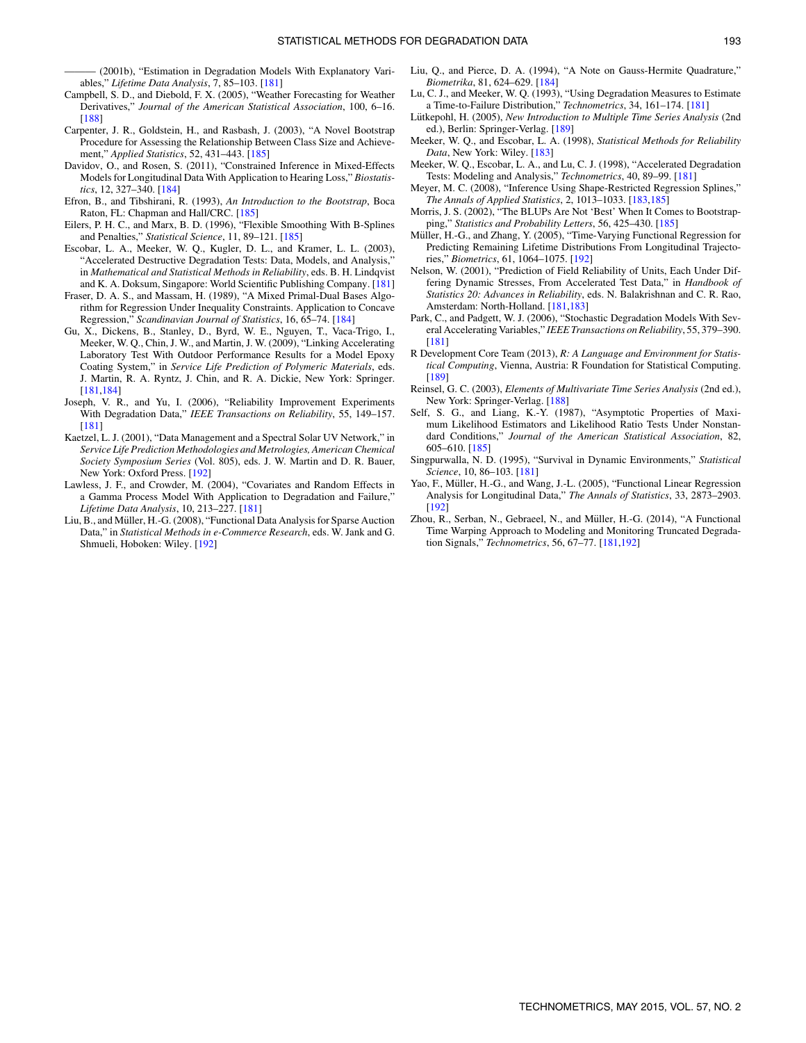——— (2001b), "Estimation in Degradation Models With Explanatory Variables," *Lifetime Data Analysis*, 7, 85–103. [181]

Campbell, S. D., and Diebold, F. X. (2005), "Weather Forecasting for Weather Derivatives," *Journal of the American Statistical Association*, 100, 6–16. [188]

Carpenter, J. R., Goldstein, H., and Rasbash, J. (2003), "A Novel Bootstrap Procedure for Assessing the Relationship Between Class Size and Achievement," *Applied Statistics*, 52, 431–443. [185]

Davidov, O., and Rosen, S. (2011), "Constrained Inference in Mixed-Effects Models for Longitudinal Data With Application to Hearing Loss," *Biostatistics*, 12, 327–340. [184]

Efron, B., and Tibshirani, R. (1993), *An Introduction to the Bootstrap*, Boca Raton, FL: Chapman and Hall/CRC. [185]

Eilers, P. H. C., and Marx, B. D. (1996), "Flexible Smoothing With B-Splines and Penalties," *Statistical Science*, 11, 89–121. [185]

Escobar, L. A., Meeker, W. Q., Kugler, D. L., and Kramer, L. L. (2003), "Accelerated Destructive Degradation Tests: Data, Models, and Analysis," in *Mathematical and Statistical Methods in Reliability*, eds. B. H. Lindqvist and K. A. Doksum, Singapore: World Scientific Publishing Company. [181]

Fraser, D. A. S., and Massam, H. (1989), "A Mixed Primal-Dual Bases Algorithm for Regression Under Inequality Constraints. Application to Concave Regression," *Scandinavian Journal of Statistics*, 16, 65–74. [184]

Gu, X., Dickens, B., Stanley, D., Byrd, W. E., Nguyen, T., Vaca-Trigo, I., Meeker, W. Q., Chin, J. W., and Martin, J. W. (2009), "Linking Accelerating Laboratory Test With Outdoor Performance Results for a Model Epoxy Coating System," in *Service Life Prediction of Polymeric Materials*, eds. J. Martin, R. A. Ryntz, J. Chin, and R. A. Dickie, New York: Springer. [181,184]

Joseph, V. R., and Yu, I. (2006), "Reliability Improvement Experiments With Degradation Data," *IEEE Transactions on Reliability*, 55, 149–157. [181]

Kaetzel, L. J. (2001), "Data Management and a Spectral Solar UV Network," in *Service Life Prediction Methodologies and Metrologies, American Chemical Society Symposium Series* (Vol. 805), eds. J. W. Martin and D. R. Bauer, New York: Oxford Press. [192]

Lawless, J. F., and Crowder, M. (2004), "Covariates and Random Effects in a Gamma Process Model With Application to Degradation and Failure," *Lifetime Data Analysis*, 10, 213–227. [181]

Liu, B., and Müller, H.-G. (2008), "Functional Data Analysis for Sparse Auction Data," in *Statistical Methods in e-Commerce Research*, eds. W. Jank and G. Shmueli, Hoboken: Wiley. [192]

Liu, Q., and Pierce, D. A. (1994), "A Note on Gauss-Hermite Quadrature," *Biometrika*, 81, 624–629. [184]

Lu, C. J., and Meeker, W. Q. (1993), "Using Degradation Measures to Estimate a Time-to-Failure Distribution," *Technometrics*, 34, 161–174. [181]

Lütkepohl, H. (2005), *New Introduction to Multiple Time Series Analysis* (2nd ed.), Berlin: Springer-Verlag. [189]

Meeker, W. Q., and Escobar, L. A. (1998), *Statistical Methods for Reliability Data*, New York: Wiley. [183]

Meeker, W. Q., Escobar, L. A., and Lu, C. J. (1998), "Accelerated Degradation Tests: Modeling and Analysis," *Technometrics*, 40, 89–99. [181]

Meyer, M. C. (2008), "Inference Using Shape-Restricted Regression Splines," *The Annals of Applied Statistics*, 2, 1013–1033. [183,185]

Morris, J. S. (2002), "The BLUPs Are Not 'Best' When It Comes to Bootstrapping," *Statistics and Probability Letters*, 56, 425–430. [185]

Müller, H.-G., and Zhang, Y. (2005), "Time-Varying Functional Regression for Predicting Remaining Lifetime Distributions From Longitudinal Trajectories," *Biometrics*, 61, 1064–1075. [192]

Nelson, W. (2001), "Prediction of Field Reliability of Units, Each Under Differing Dynamic Stresses, From Accelerated Test Data," in *Handbook of Statistics 20: Advances in Reliability*, eds. N. Balakrishnan and C. R. Rao, Amsterdam: North-Holland. [181,183]

Park, C., and Padgett, W. J. (2006), "Stochastic Degradation Models With Several Accelerating Variables," *IEEE Transactions on Reliability*, 55, 379–390. [181]

R Development Core Team (2013), *R: A Language and Environment for Statistical Computing*, Vienna, Austria: R Foundation for Statistical Computing. [189]

Reinsel, G. C. (2003), *Elements of Multivariate Time Series Analysis* (2nd ed.), New York: Springer-Verlag. [188]

Self, S. G., and Liang, K.-Y. (1987), "Asymptotic Properties of Maximum Likelihood Estimators and Likelihood Ratio Tests Under Nonstandard Conditions," *Journal of the American Statistical Association*, 82, 605–610. [185]

Singpurwalla, N. D. (1995), "Survival in Dynamic Environments," *Statistical Science*, 10, 86–103. [181]

Yao, F., Müller, H.-G., and Wang, J.-L. (2005), "Functional Linear Regression Analysis for Longitudinal Data," *The Annals of Statistics*, 33, 2873–2903. [192]

Zhou, R., Serban, N., Gebraeel, N., and Müller, H.-G. (2014), "A Functional Time Warping Approach to Modeling and Monitoring Truncated Degradation Signals," *Technometrics*, 56, 67–77. [181,192]